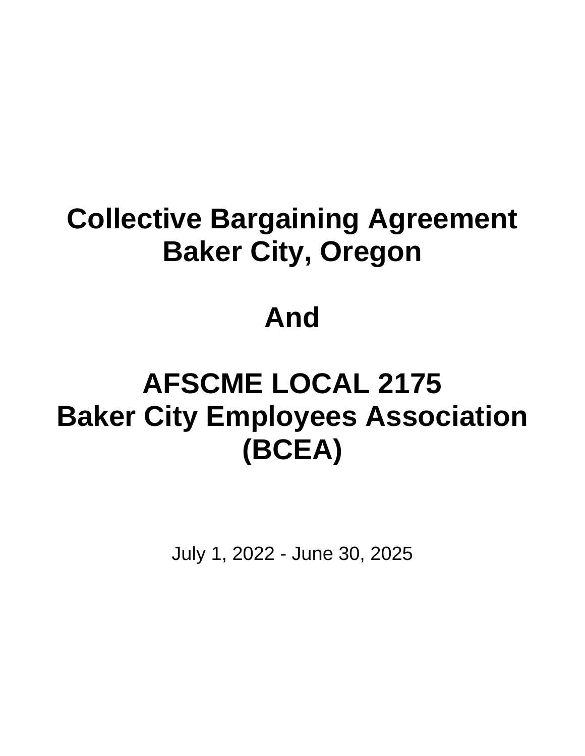# Collective Bargaining Agreement
# Baker City, Oregon

# And

# AFSCME LOCAL 2175
# Baker City Employees Association
# (BCEA)

July 1, 2022 - June 30, 2025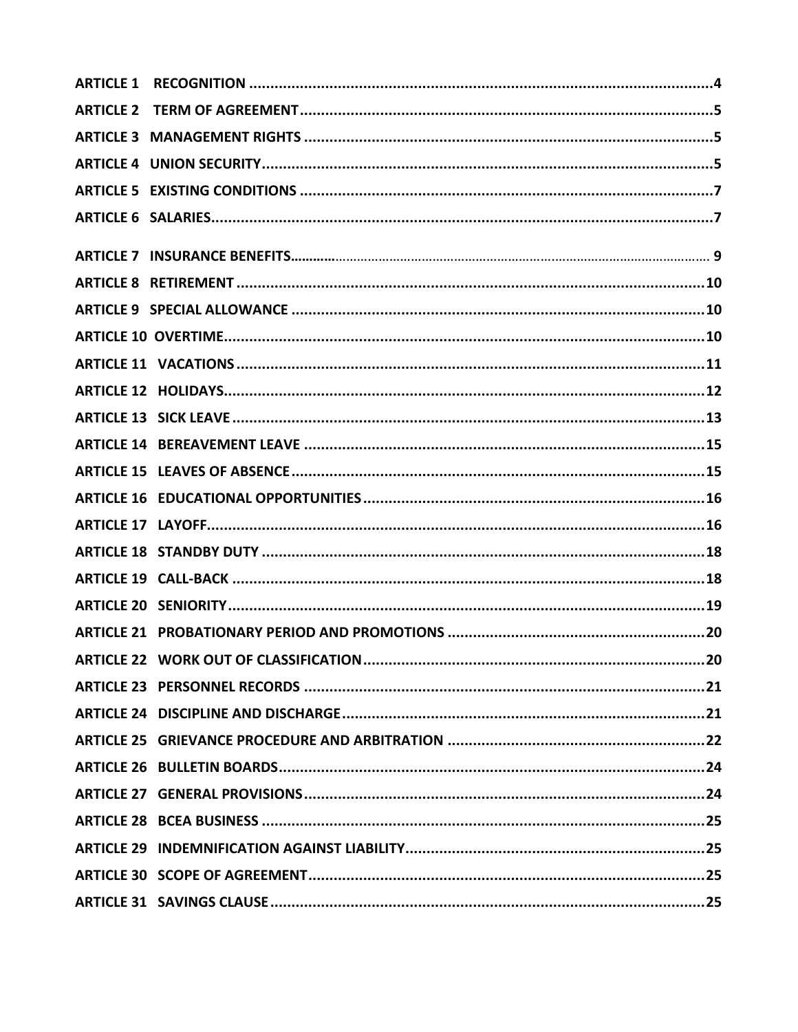**ARTICLE 1 RECOGNITION** .......................................................................................................... 4

**ARTICLE 2 TERM OF AGREEMENT** .............................................................................................. 5

**ARTICLE 3 MANAGEMENT RIGHTS** ............................................................................................. 5

**ARTICLE 4 UNION SECURITY** ...................................................................................................... 5

**ARTICLE 5 EXISTING CONDITIONS** ............................................................................................. 7

**ARTICLE 6 SALARIES** .................................................................................................................... 7

**ARTICLE 7 INSURANCE BENEFITS** .............................................................................................. 9

**ARTICLE 8 RETIREMENT** ............................................................................................................ 10

**ARTICLE 9 SPECIAL ALLOWANCE** ............................................................................................. 10

**ARTICLE 10 OVERTIME** ............................................................................................................... 10

**ARTICLE 11 VACATIONS** ............................................................................................................. 11

**ARTICLE 12 HOLIDAYS** ............................................................................................................... 12

**ARTICLE 13 SICK LEAVE** ............................................................................................................. 13

**ARTICLE 14 BEREAVEMENT LEAVE** ........................................................................................... 15

**ARTICLE 15 LEAVES OF ABSENCE** .............................................................................................. 15

**ARTICLE 16 EDUCATIONAL OPPORTUNITIES** ............................................................................. 16

**ARTICLE 17 LAYOFF** .................................................................................................................... 16

**ARTICLE 18 STANDBY DUTY** ....................................................................................................... 18

**ARTICLE 19 CALL-BACK** .............................................................................................................. 18

**ARTICLE 20 SENIORITY** ............................................................................................................... 19

**ARTICLE 21 PROBATIONARY PERIOD AND PROMOTIONS** ......................................................... 20

**ARTICLE 22 WORK OUT OF CLASSIFICATION** ............................................................................. 20

**ARTICLE 23 PERSONNEL RECORDS** ............................................................................................ 21

**ARTICLE 24 DISCIPLINE AND DISCHARGE** .................................................................................. 21

**ARTICLE 25 GRIEVANCE PROCEDURE AND ARBITRATION** ......................................................... 22

**ARTICLE 26 BULLETIN BOARDS** .................................................................................................. 24

**ARTICLE 27 GENERAL PROVISIONS** ............................................................................................. 24

**ARTICLE 28 BCEA BUSINESS** ....................................................................................................... 25

**ARTICLE 29 INDEMNIFICATION AGAINST LIABILITY** ................................................................... 25

**ARTICLE 30 SCOPE OF AGREEMENT** ........................................................................................... 25

**ARTICLE 31 SAVINGS CLAUSE** ..................................................................................................... 25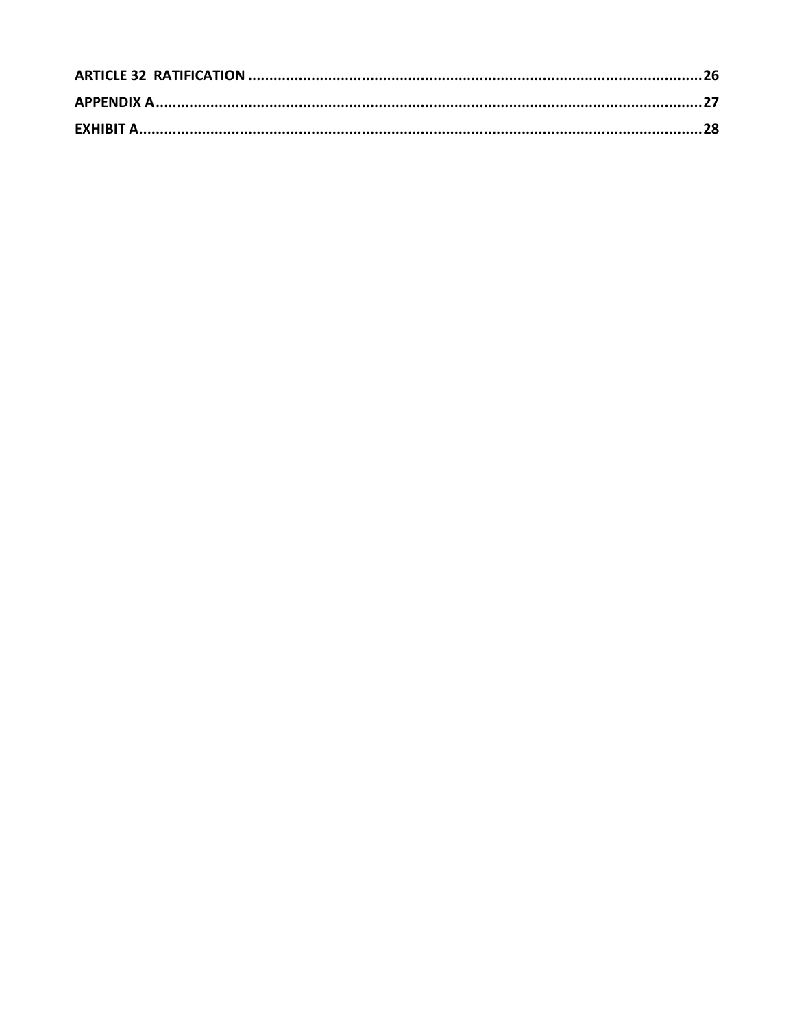**ARTICLE 32 RATIFICATION** ........................................................................................................ 26

**APPENDIX A** ........................................................................................................................ 27

**EXHIBIT A** ........................................................................................................................... 28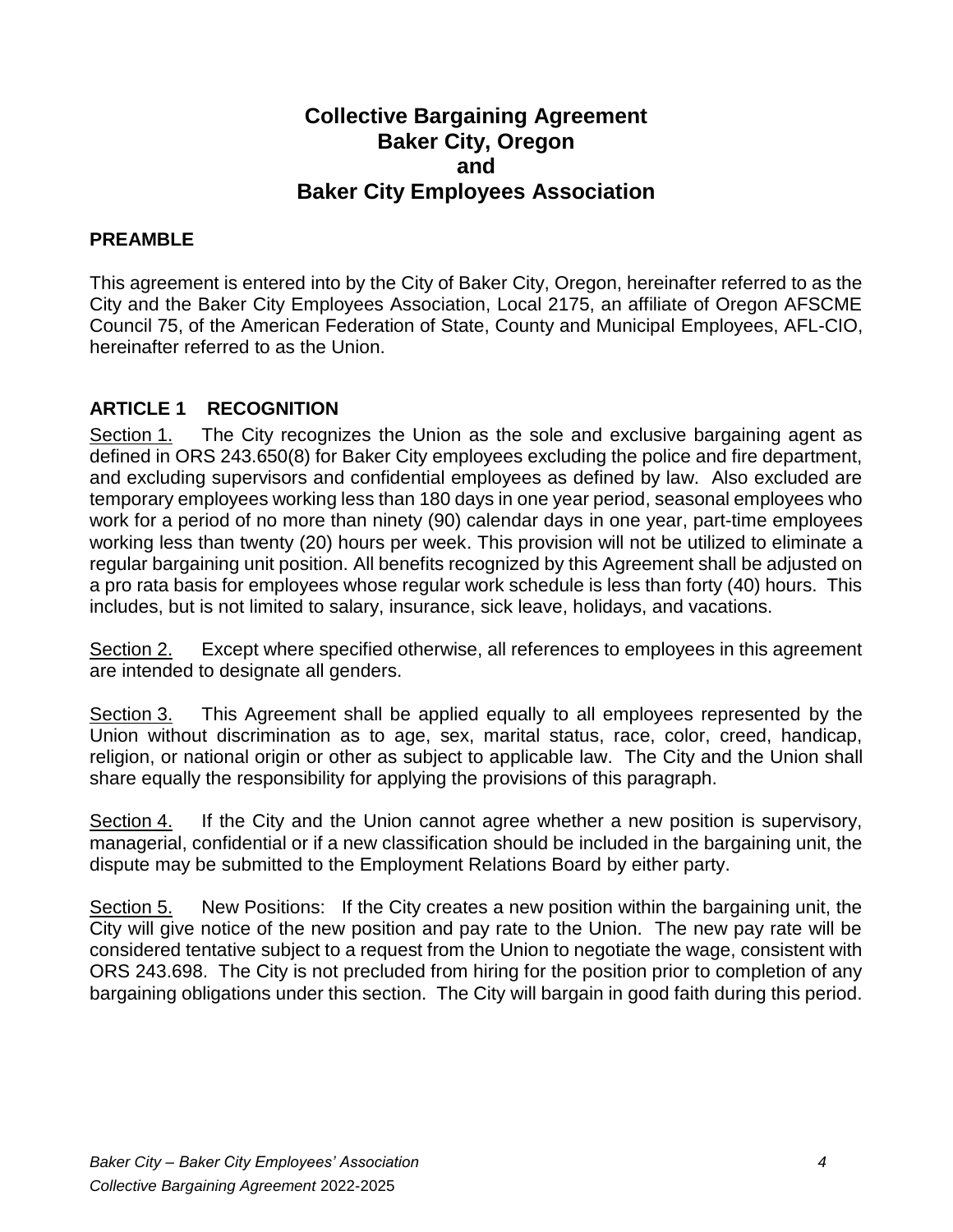# Collective Bargaining Agreement
# Baker City, Oregon
# and
# Baker City Employees Association

## PREAMBLE

This agreement is entered into by the City of Baker City, Oregon, hereinafter referred to as the City and the Baker City Employees Association, Local 2175, an affiliate of Oregon AFSCME Council 75, of the American Federation of State, County and Municipal Employees, AFL-CIO, hereinafter referred to as the Union.

## ARTICLE 1 RECOGNITION

Section 1. The City recognizes the Union as the sole and exclusive bargaining agent as defined in ORS 243.650(8) for Baker City employees excluding the police and fire department, and excluding supervisors and confidential employees as defined by law. Also excluded are temporary employees working less than 180 days in one year period, seasonal employees who work for a period of no more than ninety (90) calendar days in one year, part-time employees working less than twenty (20) hours per week. This provision will not be utilized to eliminate a regular bargaining unit position. All benefits recognized by this Agreement shall be adjusted on a pro rata basis for employees whose regular work schedule is less than forty (40) hours. This includes, but is not limited to salary, insurance, sick leave, holidays, and vacations.

Section 2. Except where specified otherwise, all references to employees in this agreement are intended to designate all genders.

Section 3. This Agreement shall be applied equally to all employees represented by the Union without discrimination as to age, sex, marital status, race, color, creed, handicap, religion, or national origin or other as subject to applicable law. The City and the Union shall share equally the responsibility for applying the provisions of this paragraph.

Section 4. If the City and the Union cannot agree whether a new position is supervisory, managerial, confidential or if a new classification should be included in the bargaining unit, the dispute may be submitted to the Employment Relations Board by either party.

Section 5. New Positions: If the City creates a new position within the bargaining unit, the City will give notice of the new position and pay rate to the Union. The new pay rate will be considered tentative subject to a request from the Union to negotiate the wage, consistent with ORS 243.698. The City is not precluded from hiring for the position prior to completion of any bargaining obligations under this section. The City will bargain in good faith during this period.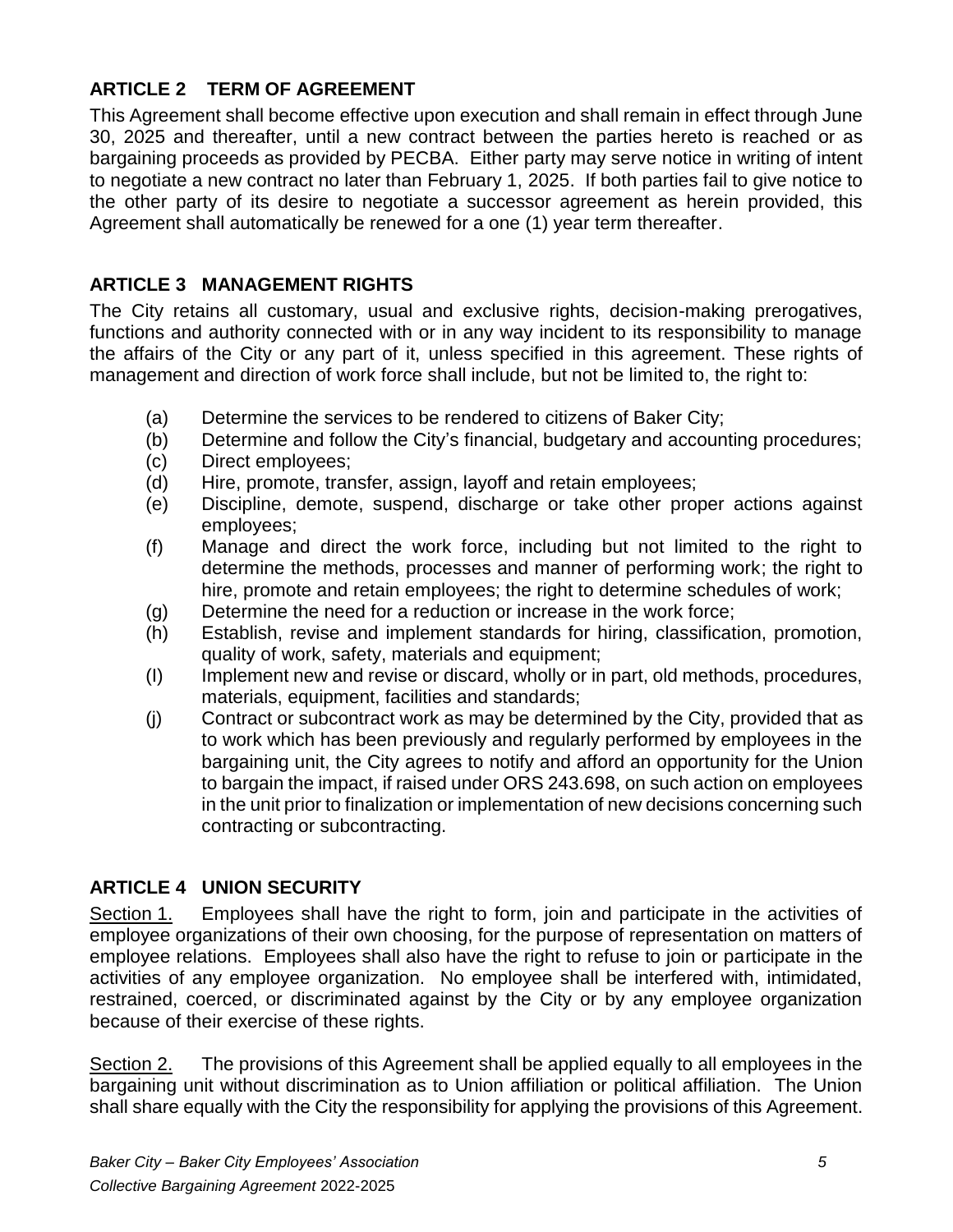## ARTICLE 2 TERM OF AGREEMENT

This Agreement shall become effective upon execution and shall remain in effect through June 30, 2025 and thereafter, until a new contract between the parties hereto is reached or as bargaining proceeds as provided by PECBA. Either party may serve notice in writing of intent to negotiate a new contract no later than February 1, 2025. If both parties fail to give notice to the other party of its desire to negotiate a successor agreement as herein provided, this Agreement shall automatically be renewed for a one (1) year term thereafter.

## ARTICLE 3 MANAGEMENT RIGHTS

The City retains all customary, usual and exclusive rights, decision-making prerogatives, functions and authority connected with or in any way incident to its responsibility to manage the affairs of the City or any part of it, unless specified in this agreement. These rights of management and direction of work force shall include, but not be limited to, the right to:

(a) Determine the services to be rendered to citizens of Baker City;
(b) Determine and follow the City's financial, budgetary and accounting procedures;
(c) Direct employees;
(d) Hire, promote, transfer, assign, layoff and retain employees;
(e) Discipline, demote, suspend, discharge or take other proper actions against employees;
(f) Manage and direct the work force, including but not limited to the right to determine the methods, processes and manner of performing work; the right to hire, promote and retain employees; the right to determine schedules of work;
(g) Determine the need for a reduction or increase in the work force;
(h) Establish, revise and implement standards for hiring, classification, promotion, quality of work, safety, materials and equipment;
(I) Implement new and revise or discard, wholly or in part, old methods, procedures, materials, equipment, facilities and standards;
(j) Contract or subcontract work as may be determined by the City, provided that as to work which has been previously and regularly performed by employees in the bargaining unit, the City agrees to notify and afford an opportunity for the Union to bargain the impact, if raised under ORS 243.698, on such action on employees in the unit prior to finalization or implementation of new decisions concerning such contracting or subcontracting.

## ARTICLE 4 UNION SECURITY

Section 1. Employees shall have the right to form, join and participate in the activities of employee organizations of their own choosing, for the purpose of representation on matters of employee relations. Employees shall also have the right to refuse to join or participate in the activities of any employee organization. No employee shall be interfered with, intimidated, restrained, coerced, or discriminated against by the City or by any employee organization because of their exercise of these rights.

Section 2. The provisions of this Agreement shall be applied equally to all employees in the bargaining unit without discrimination as to Union affiliation or political affiliation. The Union shall share equally with the City the responsibility for applying the provisions of this Agreement.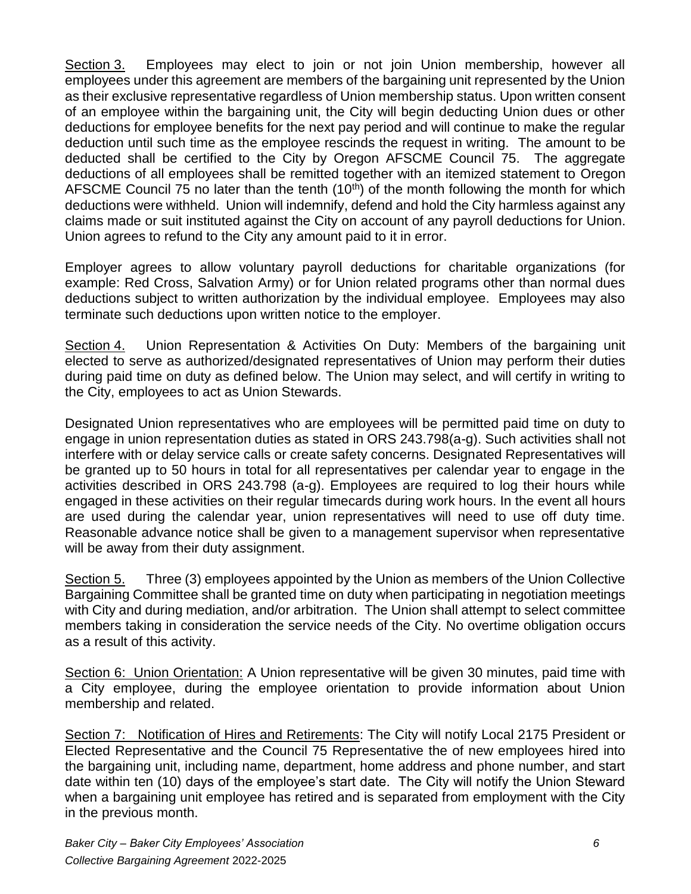Section 3. Employees may elect to join or not join Union membership, however all employees under this agreement are members of the bargaining unit represented by the Union as their exclusive representative regardless of Union membership status. Upon written consent of an employee within the bargaining unit, the City will begin deducting Union dues or other deductions for employee benefits for the next pay period and will continue to make the regular deduction until such time as the employee rescinds the request in writing. The amount to be deducted shall be certified to the City by Oregon AFSCME Council 75. The aggregate deductions of all employees shall be remitted together with an itemized statement to Oregon AFSCME Council 75 no later than the tenth (10th) of the month following the month for which deductions were withheld. Union will indemnify, defend and hold the City harmless against any claims made or suit instituted against the City on account of any payroll deductions for Union. Union agrees to refund to the City any amount paid to it in error.

Employer agrees to allow voluntary payroll deductions for charitable organizations (for example: Red Cross, Salvation Army) or for Union related programs other than normal dues deductions subject to written authorization by the individual employee. Employees may also terminate such deductions upon written notice to the employer.

Section 4. Union Representation & Activities On Duty: Members of the bargaining unit elected to serve as authorized/designated representatives of Union may perform their duties during paid time on duty as defined below. The Union may select, and will certify in writing to the City, employees to act as Union Stewards.

Designated Union representatives who are employees will be permitted paid time on duty to engage in union representation duties as stated in ORS 243.798(a-g). Such activities shall not interfere with or delay service calls or create safety concerns. Designated Representatives will be granted up to 50 hours in total for all representatives per calendar year to engage in the activities described in ORS 243.798 (a-g). Employees are required to log their hours while engaged in these activities on their regular timecards during work hours. In the event all hours are used during the calendar year, union representatives will need to use off duty time. Reasonable advance notice shall be given to a management supervisor when representative will be away from their duty assignment.

Section 5. Three (3) employees appointed by the Union as members of the Union Collective Bargaining Committee shall be granted time on duty when participating in negotiation meetings with City and during mediation, and/or arbitration. The Union shall attempt to select committee members taking in consideration the service needs of the City. No overtime obligation occurs as a result of this activity.

Section 6: Union Orientation: A Union representative will be given 30 minutes, paid time with a City employee, during the employee orientation to provide information about Union membership and related.

Section 7: Notification of Hires and Retirements: The City will notify Local 2175 President or Elected Representative and the Council 75 Representative the of new employees hired into the bargaining unit, including name, department, home address and phone number, and start date within ten (10) days of the employee's start date. The City will notify the Union Steward when a bargaining unit employee has retired and is separated from employment with the City in the previous month.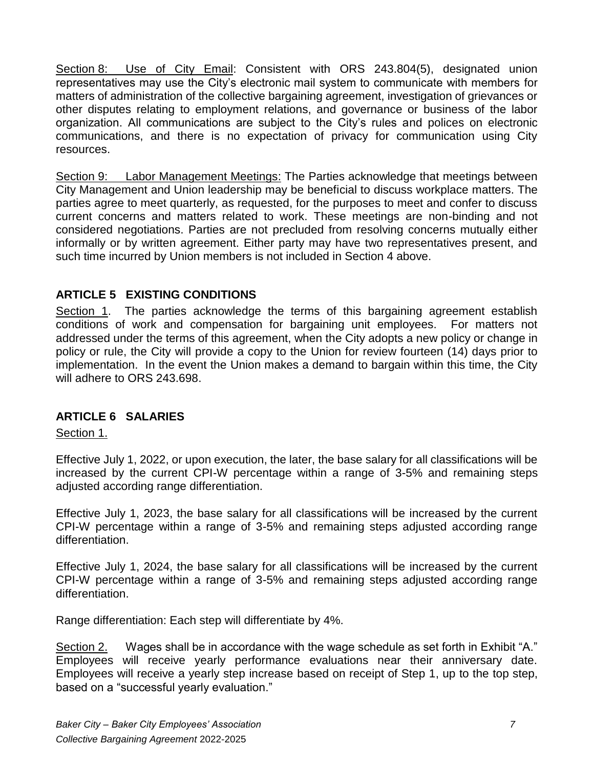Section 8: Use of City Email: Consistent with ORS 243.804(5), designated union representatives may use the City's electronic mail system to communicate with members for matters of administration of the collective bargaining agreement, investigation of grievances or other disputes relating to employment relations, and governance or business of the labor organization. All communications are subject to the City's rules and polices on electronic communications, and there is no expectation of privacy for communication using City resources.

Section 9: Labor Management Meetings: The Parties acknowledge that meetings between City Management and Union leadership may be beneficial to discuss workplace matters. The parties agree to meet quarterly, as requested, for the purposes to meet and confer to discuss current concerns and matters related to work. These meetings are non-binding and not considered negotiations. Parties are not precluded from resolving concerns mutually either informally or by written agreement. Either party may have two representatives present, and such time incurred by Union members is not included in Section 4 above.

## ARTICLE 5 EXISTING CONDITIONS

Section 1. The parties acknowledge the terms of this bargaining agreement establish conditions of work and compensation for bargaining unit employees. For matters not addressed under the terms of this agreement, when the City adopts a new policy or change in policy or rule, the City will provide a copy to the Union for review fourteen (14) days prior to implementation. In the event the Union makes a demand to bargain within this time, the City will adhere to ORS 243.698.

## ARTICLE 6 SALARIES

Section 1.

Effective July 1, 2022, or upon execution, the later, the base salary for all classifications will be increased by the current CPI-W percentage within a range of 3-5% and remaining steps adjusted according range differentiation.

Effective July 1, 2023, the base salary for all classifications will be increased by the current CPI-W percentage within a range of 3-5% and remaining steps adjusted according range differentiation.

Effective July 1, 2024, the base salary for all classifications will be increased by the current CPI-W percentage within a range of 3-5% and remaining steps adjusted according range differentiation.

Range differentiation: Each step will differentiate by 4%.

Section 2. Wages shall be in accordance with the wage schedule as set forth in Exhibit "A." Employees will receive yearly performance evaluations near their anniversary date. Employees will receive a yearly step increase based on receipt of Step 1, up to the top step, based on a "successful yearly evaluation."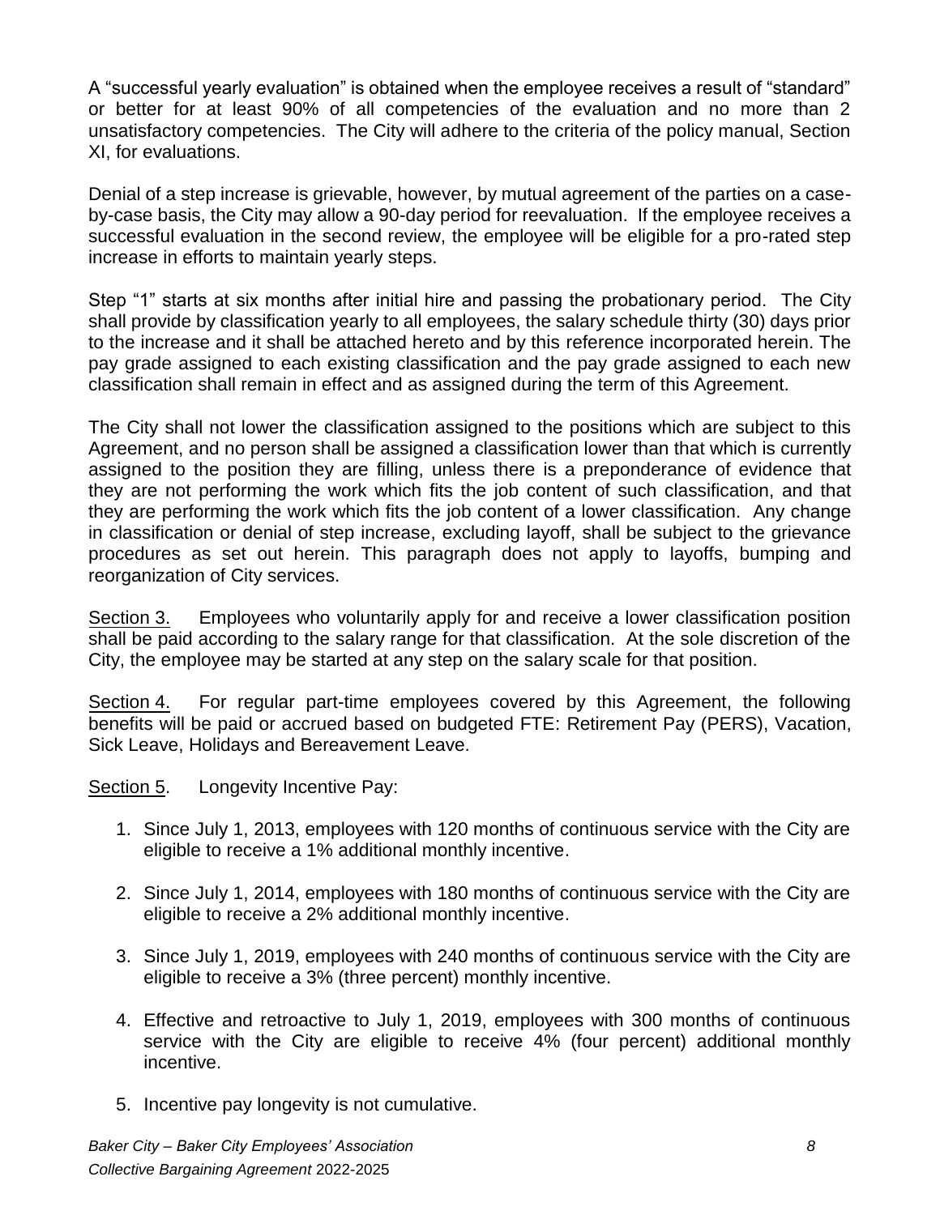A "successful yearly evaluation" is obtained when the employee receives a result of "standard" or better for at least 90% of all competencies of the evaluation and no more than 2 unsatisfactory competencies. The City will adhere to the criteria of the policy manual, Section XI, for evaluations.

Denial of a step increase is grievable, however, by mutual agreement of the parties on a case-by-case basis, the City may allow a 90-day period for reevaluation. If the employee receives a successful evaluation in the second review, the employee will be eligible for a pro-rated step increase in efforts to maintain yearly steps.

Step "1" starts at six months after initial hire and passing the probationary period. The City shall provide by classification yearly to all employees, the salary schedule thirty (30) days prior to the increase and it shall be attached hereto and by this reference incorporated herein. The pay grade assigned to each existing classification and the pay grade assigned to each new classification shall remain in effect and as assigned during the term of this Agreement.

The City shall not lower the classification assigned to the positions which are subject to this Agreement, and no person shall be assigned a classification lower than that which is currently assigned to the position they are filling, unless there is a preponderance of evidence that they are not performing the work which fits the job content of such classification, and that they are performing the work which fits the job content of a lower classification. Any change in classification or denial of step increase, excluding layoff, shall be subject to the grievance procedures as set out herein. This paragraph does not apply to layoffs, bumping and reorganization of City services.

<u>Section 3.</u> Employees who voluntarily apply for and receive a lower classification position shall be paid according to the salary range for that classification. At the sole discretion of the City, the employee may be started at any step on the salary scale for that position.

<u>Section 4.</u> For regular part-time employees covered by this Agreement, the following benefits will be paid or accrued based on budgeted FTE: Retirement Pay (PERS), Vacation, Sick Leave, Holidays and Bereavement Leave.

<u>Section 5</u>. Longevity Incentive Pay:

1. Since July 1, 2013, employees with 120 months of continuous service with the City are eligible to receive a 1% additional monthly incentive.

2. Since July 1, 2014, employees with 180 months of continuous service with the City are eligible to receive a 2% additional monthly incentive.

3. Since July 1, 2019, employees with 240 months of continuous service with the City are eligible to receive a 3% (three percent) monthly incentive.

4. Effective and retroactive to July 1, 2019, employees with 300 months of continuous service with the City are eligible to receive 4% (four percent) additional monthly incentive.

5. Incentive pay longevity is not cumulative.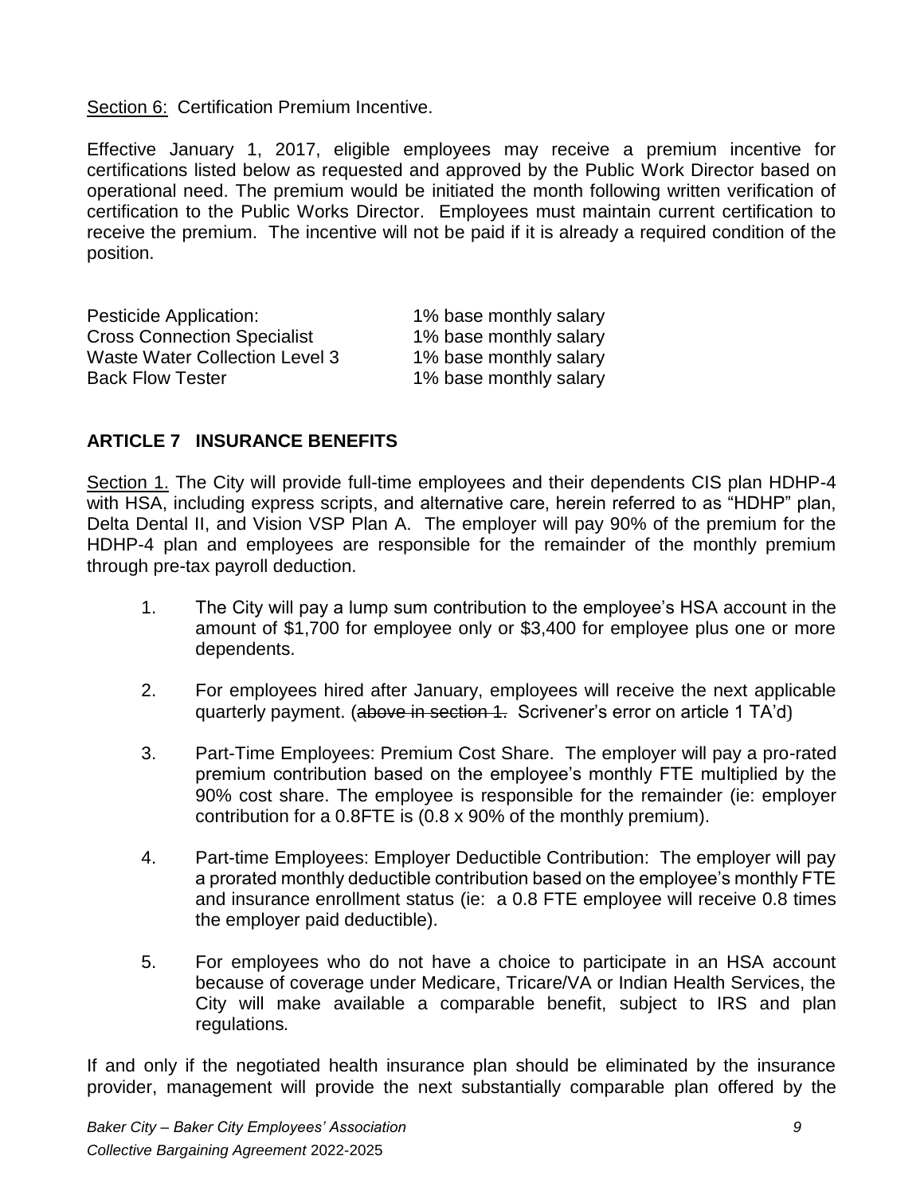Section 6: Certification Premium Incentive.

Effective January 1, 2017, eligible employees may receive a premium incentive for certifications listed below as requested and approved by the Public Work Director based on operational need. The premium would be initiated the month following written verification of certification to the Public Works Director. Employees must maintain current certification to receive the premium. The incentive will not be paid if it is already a required condition of the position.

| | |
|---|---|
| Pesticide Application: | 1% base monthly salary |
| Cross Connection Specialist | 1% base monthly salary |
| Waste Water Collection Level 3 | 1% base monthly salary |
| Back Flow Tester | 1% base monthly salary |

## ARTICLE 7 INSURANCE BENEFITS

Section 1. The City will provide full-time employees and their dependents CIS plan HDHP-4 with HSA, including express scripts, and alternative care, herein referred to as "HDHP" plan, Delta Dental II, and Vision VSP Plan A. The employer will pay 90% of the premium for the HDHP-4 plan and employees are responsible for the remainder of the monthly premium through pre-tax payroll deduction.

1. The City will pay a lump sum contribution to the employee's HSA account in the amount of $1,700 for employee only or $3,400 for employee plus one or more dependents.

2. For employees hired after January, employees will receive the next applicable quarterly payment. (~~above in section 1.~~ Scrivener's error on article 1 TA'd)

3. Part-Time Employees: Premium Cost Share. The employer will pay a pro-rated premium contribution based on the employee's monthly FTE multiplied by the 90% cost share. The employee is responsible for the remainder (ie: employer contribution for a 0.8FTE is (0.8 x 90% of the monthly premium).

4. Part-time Employees: Employer Deductible Contribution: The employer will pay a prorated monthly deductible contribution based on the employee's monthly FTE and insurance enrollment status (ie: a 0.8 FTE employee will receive 0.8 times the employer paid deductible).

5. For employees who do not have a choice to participate in an HSA account because of coverage under Medicare, Tricare/VA or Indian Health Services, the City will make available a comparable benefit, subject to IRS and plan regulations.

If and only if the negotiated health insurance plan should be eliminated by the insurance provider, management will provide the next substantially comparable plan offered by the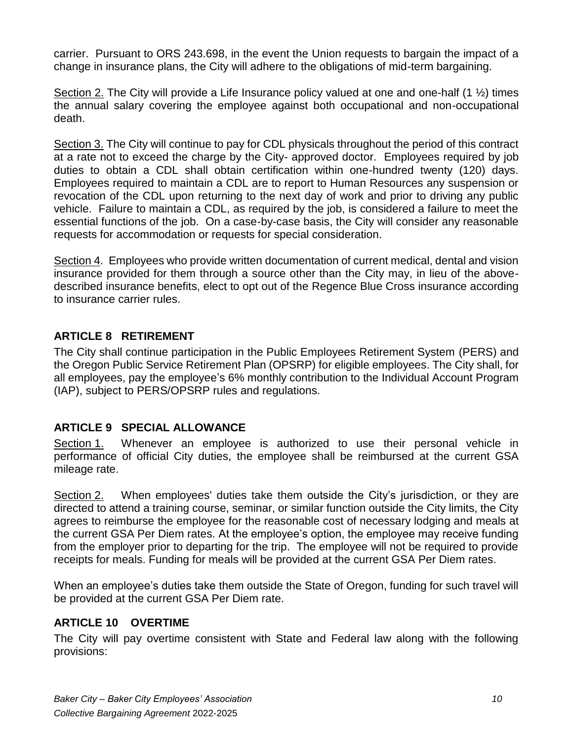carrier. Pursuant to ORS 243.698, in the event the Union requests to bargain the impact of a change in insurance plans, the City will adhere to the obligations of mid-term bargaining.

Section 2. The City will provide a Life Insurance policy valued at one and one-half (1 ½) times the annual salary covering the employee against both occupational and non-occupational death.

Section 3. The City will continue to pay for CDL physicals throughout the period of this contract at a rate not to exceed the charge by the City- approved doctor. Employees required by job duties to obtain a CDL shall obtain certification within one-hundred twenty (120) days. Employees required to maintain a CDL are to report to Human Resources any suspension or revocation of the CDL upon returning to the next day of work and prior to driving any public vehicle. Failure to maintain a CDL, as required by the job, is considered a failure to meet the essential functions of the job. On a case-by-case basis, the City will consider any reasonable requests for accommodation or requests for special consideration.

Section 4. Employees who provide written documentation of current medical, dental and vision insurance provided for them through a source other than the City may, in lieu of the above-described insurance benefits, elect to opt out of the Regence Blue Cross insurance according to insurance carrier rules.

## ARTICLE 8 RETIREMENT

The City shall continue participation in the Public Employees Retirement System (PERS) and the Oregon Public Service Retirement Plan (OPSRP) for eligible employees. The City shall, for all employees, pay the employee's 6% monthly contribution to the Individual Account Program (IAP), subject to PERS/OPSRP rules and regulations.

## ARTICLE 9 SPECIAL ALLOWANCE

Section 1. Whenever an employee is authorized to use their personal vehicle in performance of official City duties, the employee shall be reimbursed at the current GSA mileage rate.

Section 2. When employees' duties take them outside the City's jurisdiction, or they are directed to attend a training course, seminar, or similar function outside the City limits, the City agrees to reimburse the employee for the reasonable cost of necessary lodging and meals at the current GSA Per Diem rates. At the employee's option, the employee may receive funding from the employer prior to departing for the trip. The employee will not be required to provide receipts for meals. Funding for meals will be provided at the current GSA Per Diem rates.

When an employee's duties take them outside the State of Oregon, funding for such travel will be provided at the current GSA Per Diem rate.

## ARTICLE 10 OVERTIME

The City will pay overtime consistent with State and Federal law along with the following provisions: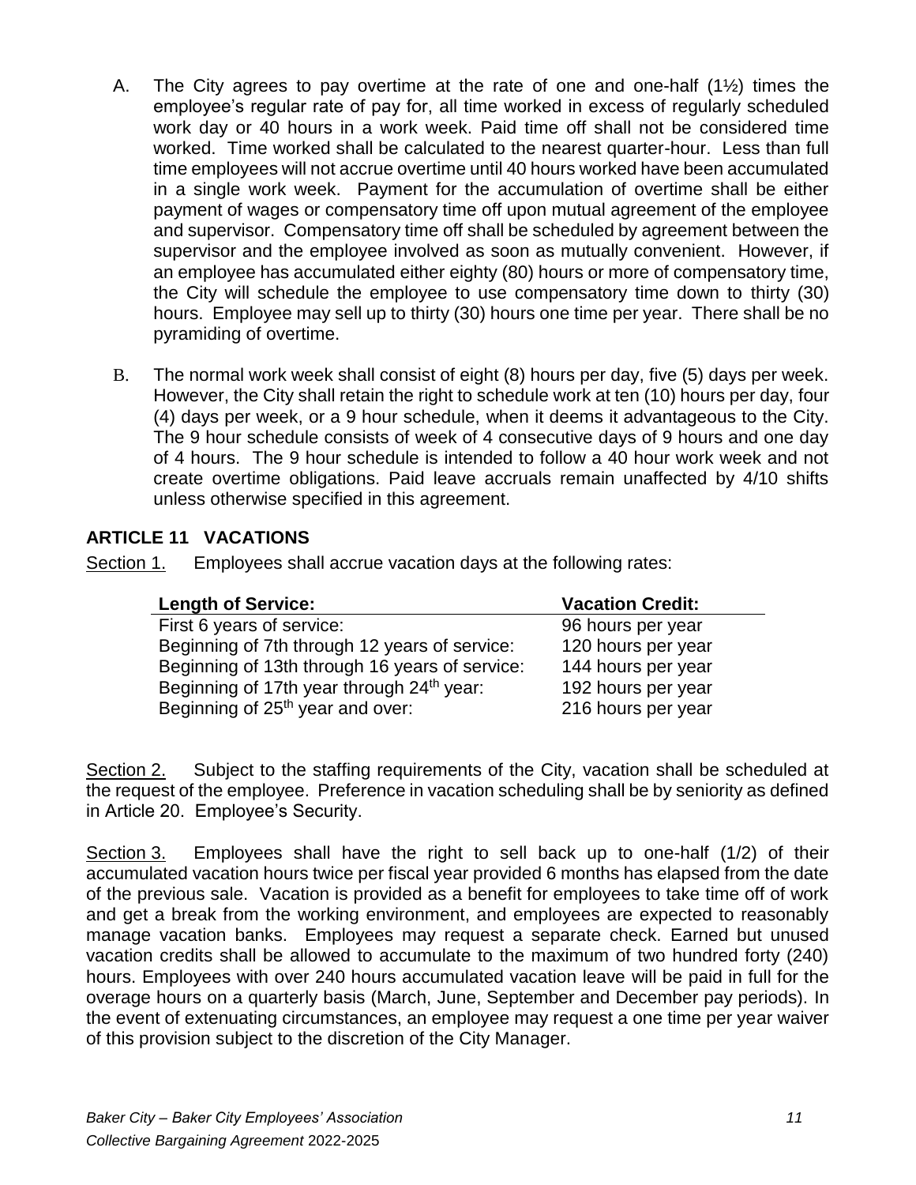A. The City agrees to pay overtime at the rate of one and one-half (1½) times the employee's regular rate of pay for, all time worked in excess of regularly scheduled work day or 40 hours in a work week. Paid time off shall not be considered time worked. Time worked shall be calculated to the nearest quarter-hour. Less than full time employees will not accrue overtime until 40 hours worked have been accumulated in a single work week. Payment for the accumulation of overtime shall be either payment of wages or compensatory time off upon mutual agreement of the employee and supervisor. Compensatory time off shall be scheduled by agreement between the supervisor and the employee involved as soon as mutually convenient. However, if an employee has accumulated either eighty (80) hours or more of compensatory time, the City will schedule the employee to use compensatory time down to thirty (30) hours. Employee may sell up to thirty (30) hours one time per year. There shall be no pyramiding of overtime.

B. The normal work week shall consist of eight (8) hours per day, five (5) days per week. However, the City shall retain the right to schedule work at ten (10) hours per day, four (4) days per week, or a 9 hour schedule, when it deems it advantageous to the City. The 9 hour schedule consists of week of 4 consecutive days of 9 hours and one day of 4 hours. The 9 hour schedule is intended to follow a 40 hour work week and not create overtime obligations. Paid leave accruals remain unaffected by 4/10 shifts unless otherwise specified in this agreement.

## ARTICLE 11 VACATIONS

Section 1. Employees shall accrue vacation days at the following rates:

| Length of Service: | Vacation Credit: |
|---|---|
| First 6 years of service: | 96 hours per year |
| Beginning of 7th through 12 years of service: | 120 hours per year |
| Beginning of 13th through 16 years of service: | 144 hours per year |
| Beginning of 17th year through 24th year: | 192 hours per year |
| Beginning of 25th year and over: | 216 hours per year |

Section 2. Subject to the staffing requirements of the City, vacation shall be scheduled at the request of the employee. Preference in vacation scheduling shall be by seniority as defined in Article 20. Employee's Security.

Section 3. Employees shall have the right to sell back up to one-half (1/2) of their accumulated vacation hours twice per fiscal year provided 6 months has elapsed from the date of the previous sale. Vacation is provided as a benefit for employees to take time off of work and get a break from the working environment, and employees are expected to reasonably manage vacation banks. Employees may request a separate check. Earned but unused vacation credits shall be allowed to accumulate to the maximum of two hundred forty (240) hours. Employees with over 240 hours accumulated vacation leave will be paid in full for the overage hours on a quarterly basis (March, June, September and December pay periods). In the event of extenuating circumstances, an employee may request a one time per year waiver of this provision subject to the discretion of the City Manager.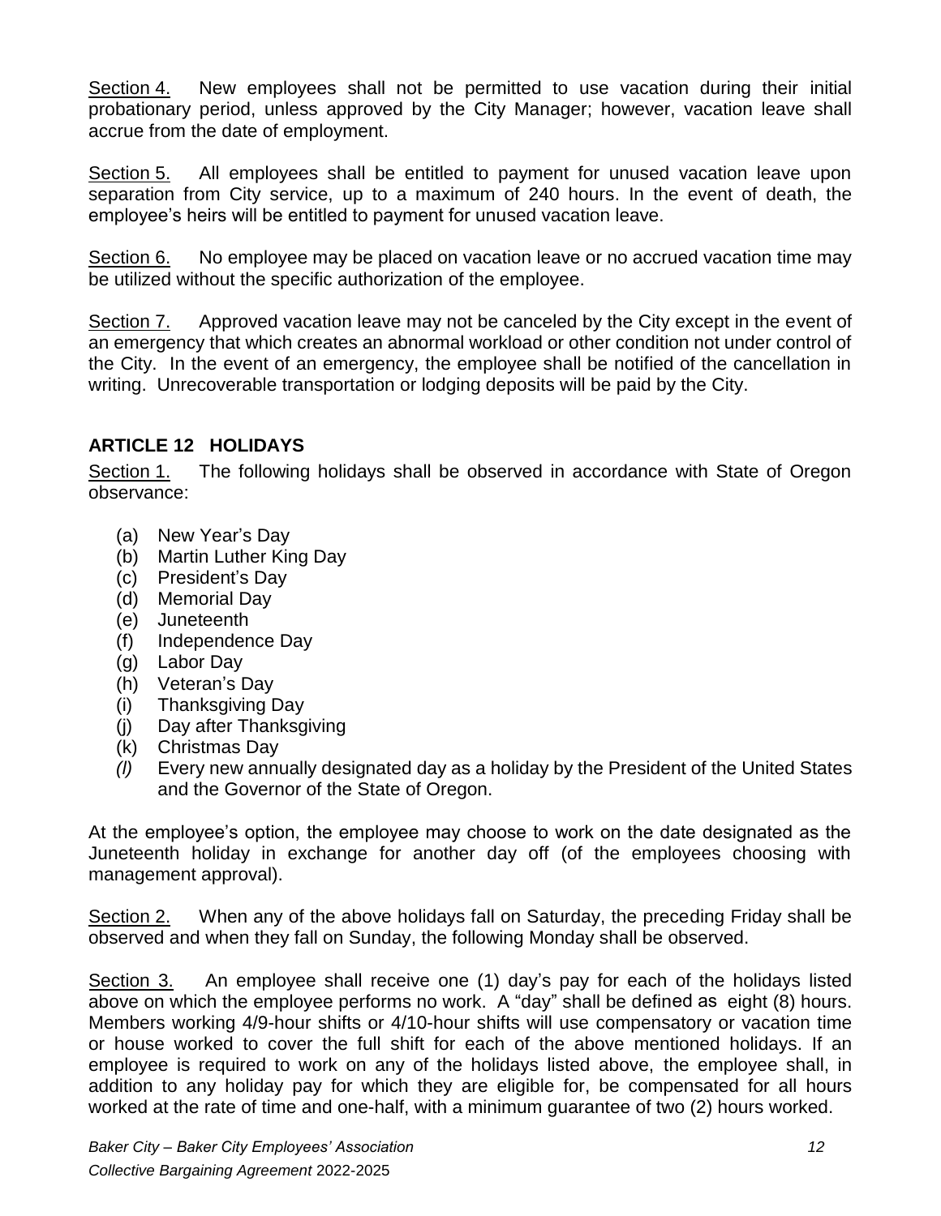Section 4. New employees shall not be permitted to use vacation during their initial probationary period, unless approved by the City Manager; however, vacation leave shall accrue from the date of employment.

Section 5. All employees shall be entitled to payment for unused vacation leave upon separation from City service, up to a maximum of 240 hours. In the event of death, the employee's heirs will be entitled to payment for unused vacation leave.

Section 6. No employee may be placed on vacation leave or no accrued vacation time may be utilized without the specific authorization of the employee.

Section 7. Approved vacation leave may not be canceled by the City except in the event of an emergency that which creates an abnormal workload or other condition not under control of the City. In the event of an emergency, the employee shall be notified of the cancellation in writing. Unrecoverable transportation or lodging deposits will be paid by the City.

## ARTICLE 12 HOLIDAYS

Section 1. The following holidays shall be observed in accordance with State of Oregon observance:

(a) New Year's Day
(b) Martin Luther King Day
(c) President's Day
(d) Memorial Day
(e) Juneteenth
(f) Independence Day
(g) Labor Day
(h) Veteran's Day
(i) Thanksgiving Day
(j) Day after Thanksgiving
(k) Christmas Day
*(l)* Every new annually designated day as a holiday by the President of the United States and the Governor of the State of Oregon.

At the employee's option, the employee may choose to work on the date designated as the Juneteenth holiday in exchange for another day off (of the employees choosing with management approval).

Section 2. When any of the above holidays fall on Saturday, the preceding Friday shall be observed and when they fall on Sunday, the following Monday shall be observed.

Section 3. An employee shall receive one (1) day's pay for each of the holidays listed above on which the employee performs no work. A "day" shall be defined as eight (8) hours. Members working 4/9-hour shifts or 4/10-hour shifts will use compensatory or vacation time or house worked to cover the full shift for each of the above mentioned holidays. If an employee is required to work on any of the holidays listed above, the employee shall, in addition to any holiday pay for which they are eligible for, be compensated for all hours worked at the rate of time and one-half, with a minimum guarantee of two (2) hours worked.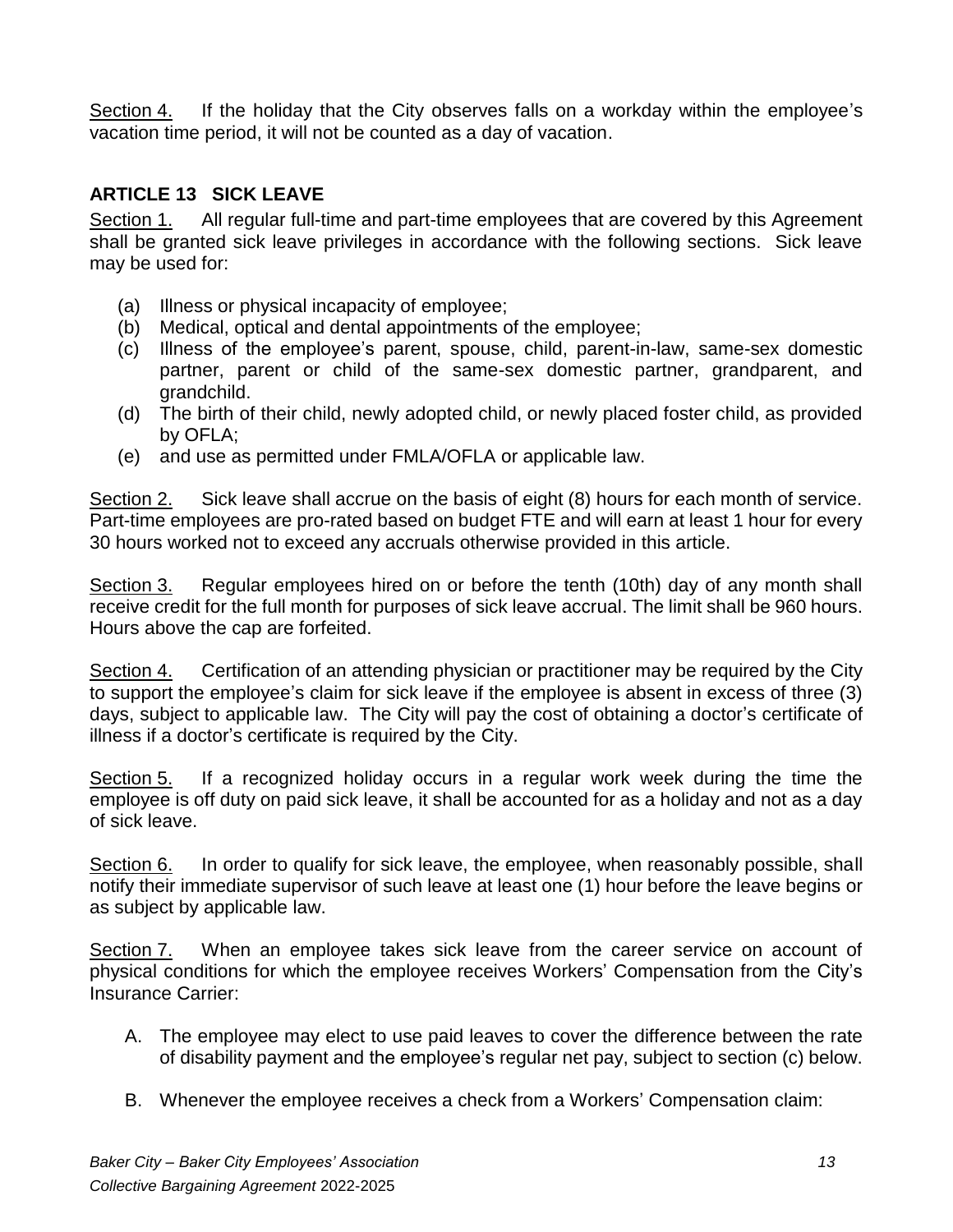<u>Section 4.</u> If the holiday that the City observes falls on a workday within the employee's vacation time period, it will not be counted as a day of vacation.

## ARTICLE 13 SICK LEAVE

<u>Section 1.</u> All regular full-time and part-time employees that are covered by this Agreement shall be granted sick leave privileges in accordance with the following sections. Sick leave may be used for:

(a) Illness or physical incapacity of employee;
(b) Medical, optical and dental appointments of the employee;
(c) Illness of the employee's parent, spouse, child, parent-in-law, same-sex domestic partner, parent or child of the same-sex domestic partner, grandparent, and grandchild.
(d) The birth of their child, newly adopted child, or newly placed foster child, as provided by OFLA;
(e) and use as permitted under FMLA/OFLA or applicable law.

<u>Section 2.</u> Sick leave shall accrue on the basis of eight (8) hours for each month of service. Part-time employees are pro-rated based on budget FTE and will earn at least 1 hour for every 30 hours worked not to exceed any accruals otherwise provided in this article.

<u>Section 3.</u> Regular employees hired on or before the tenth (10th) day of any month shall receive credit for the full month for purposes of sick leave accrual. The limit shall be 960 hours. Hours above the cap are forfeited.

<u>Section 4.</u> Certification of an attending physician or practitioner may be required by the City to support the employee's claim for sick leave if the employee is absent in excess of three (3) days, subject to applicable law. The City will pay the cost of obtaining a doctor's certificate of illness if a doctor's certificate is required by the City.

<u>Section 5.</u> If a recognized holiday occurs in a regular work week during the time the employee is off duty on paid sick leave, it shall be accounted for as a holiday and not as a day of sick leave.

<u>Section 6.</u> In order to qualify for sick leave, the employee, when reasonably possible, shall notify their immediate supervisor of such leave at least one (1) hour before the leave begins or as subject by applicable law.

<u>Section 7.</u> When an employee takes sick leave from the career service on account of physical conditions for which the employee receives Workers' Compensation from the City's Insurance Carrier:

A. The employee may elect to use paid leaves to cover the difference between the rate of disability payment and the employee's regular net pay, subject to section (c) below.

B. Whenever the employee receives a check from a Workers' Compensation claim: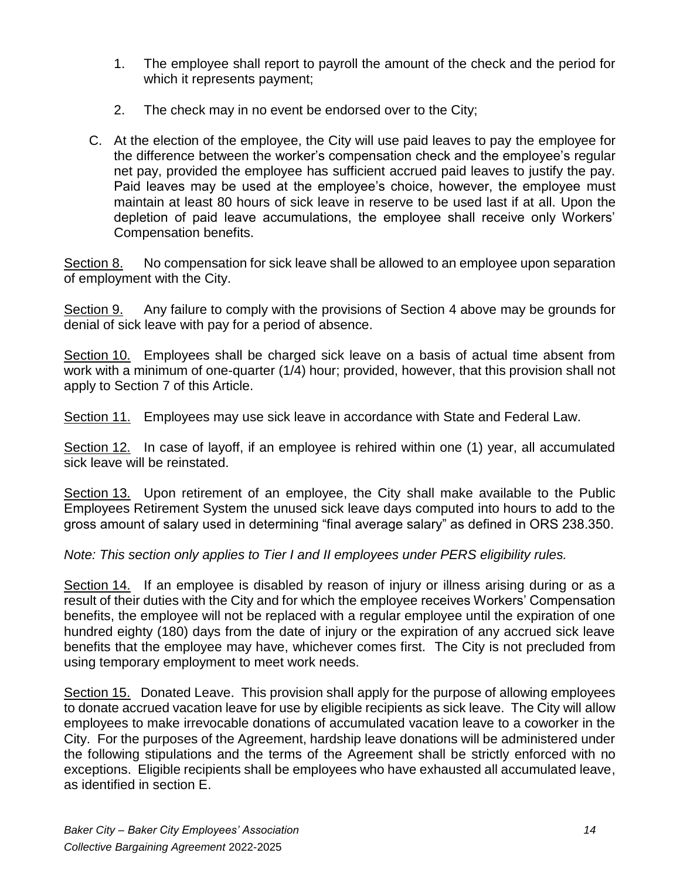1. The employee shall report to payroll the amount of the check and the period for which it represents payment;

2. The check may in no event be endorsed over to the City;

C. At the election of the employee, the City will use paid leaves to pay the employee for the difference between the worker's compensation check and the employee's regular net pay, provided the employee has sufficient accrued paid leaves to justify the pay. Paid leaves may be used at the employee's choice, however, the employee must maintain at least 80 hours of sick leave in reserve to be used last if at all. Upon the depletion of paid leave accumulations, the employee shall receive only Workers' Compensation benefits.

<u>Section 8.</u> No compensation for sick leave shall be allowed to an employee upon separation of employment with the City.

<u>Section 9.</u> Any failure to comply with the provisions of Section 4 above may be grounds for denial of sick leave with pay for a period of absence.

<u>Section 10.</u> Employees shall be charged sick leave on a basis of actual time absent from work with a minimum of one-quarter (1/4) hour; provided, however, that this provision shall not apply to Section 7 of this Article.

<u>Section 11.</u> Employees may use sick leave in accordance with State and Federal Law.

<u>Section 12.</u> In case of layoff, if an employee is rehired within one (1) year, all accumulated sick leave will be reinstated.

<u>Section 13.</u> Upon retirement of an employee, the City shall make available to the Public Employees Retirement System the unused sick leave days computed into hours to add to the gross amount of salary used in determining "final average salary" as defined in ORS 238.350.

*Note: This section only applies to Tier I and II employees under PERS eligibility rules.*

<u>Section 14.</u> If an employee is disabled by reason of injury or illness arising during or as a result of their duties with the City and for which the employee receives Workers' Compensation benefits, the employee will not be replaced with a regular employee until the expiration of one hundred eighty (180) days from the date of injury or the expiration of any accrued sick leave benefits that the employee may have, whichever comes first. The City is not precluded from using temporary employment to meet work needs.

<u>Section 15.</u> Donated Leave. This provision shall apply for the purpose of allowing employees to donate accrued vacation leave for use by eligible recipients as sick leave. The City will allow employees to make irrevocable donations of accumulated vacation leave to a coworker in the City. For the purposes of the Agreement, hardship leave donations will be administered under the following stipulations and the terms of the Agreement shall be strictly enforced with no exceptions. Eligible recipients shall be employees who have exhausted all accumulated leave, as identified in section E.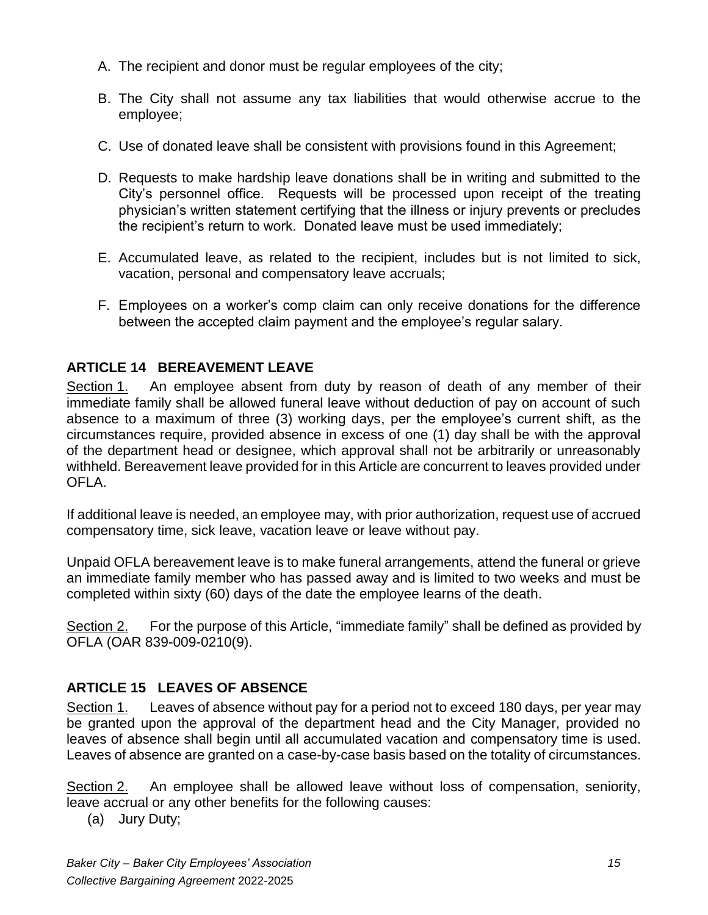A. The recipient and donor must be regular employees of the city;

B. The City shall not assume any tax liabilities that would otherwise accrue to the employee;

C. Use of donated leave shall be consistent with provisions found in this Agreement;

D. Requests to make hardship leave donations shall be in writing and submitted to the City's personnel office. Requests will be processed upon receipt of the treating physician's written statement certifying that the illness or injury prevents or precludes the recipient's return to work. Donated leave must be used immediately;

E. Accumulated leave, as related to the recipient, includes but is not limited to sick, vacation, personal and compensatory leave accruals;

F. Employees on a worker's comp claim can only receive donations for the difference between the accepted claim payment and the employee's regular salary.

## ARTICLE 14 BEREAVEMENT LEAVE

Section 1. An employee absent from duty by reason of death of any member of their immediate family shall be allowed funeral leave without deduction of pay on account of such absence to a maximum of three (3) working days, per the employee's current shift, as the circumstances require, provided absence in excess of one (1) day shall be with the approval of the department head or designee, which approval shall not be arbitrarily or unreasonably withheld. Bereavement leave provided for in this Article are concurrent to leaves provided under OFLA.

If additional leave is needed, an employee may, with prior authorization, request use of accrued compensatory time, sick leave, vacation leave or leave without pay.

Unpaid OFLA bereavement leave is to make funeral arrangements, attend the funeral or grieve an immediate family member who has passed away and is limited to two weeks and must be completed within sixty (60) days of the date the employee learns of the death.

Section 2. For the purpose of this Article, "immediate family" shall be defined as provided by OFLA (OAR 839-009-0210(9).

## ARTICLE 15 LEAVES OF ABSENCE

Section 1. Leaves of absence without pay for a period not to exceed 180 days, per year may be granted upon the approval of the department head and the City Manager, provided no leaves of absence shall begin until all accumulated vacation and compensatory time is used. Leaves of absence are granted on a case-by-case basis based on the totality of circumstances.

Section 2. An employee shall be allowed leave without loss of compensation, seniority, leave accrual or any other benefits for the following causes:

(a) Jury Duty;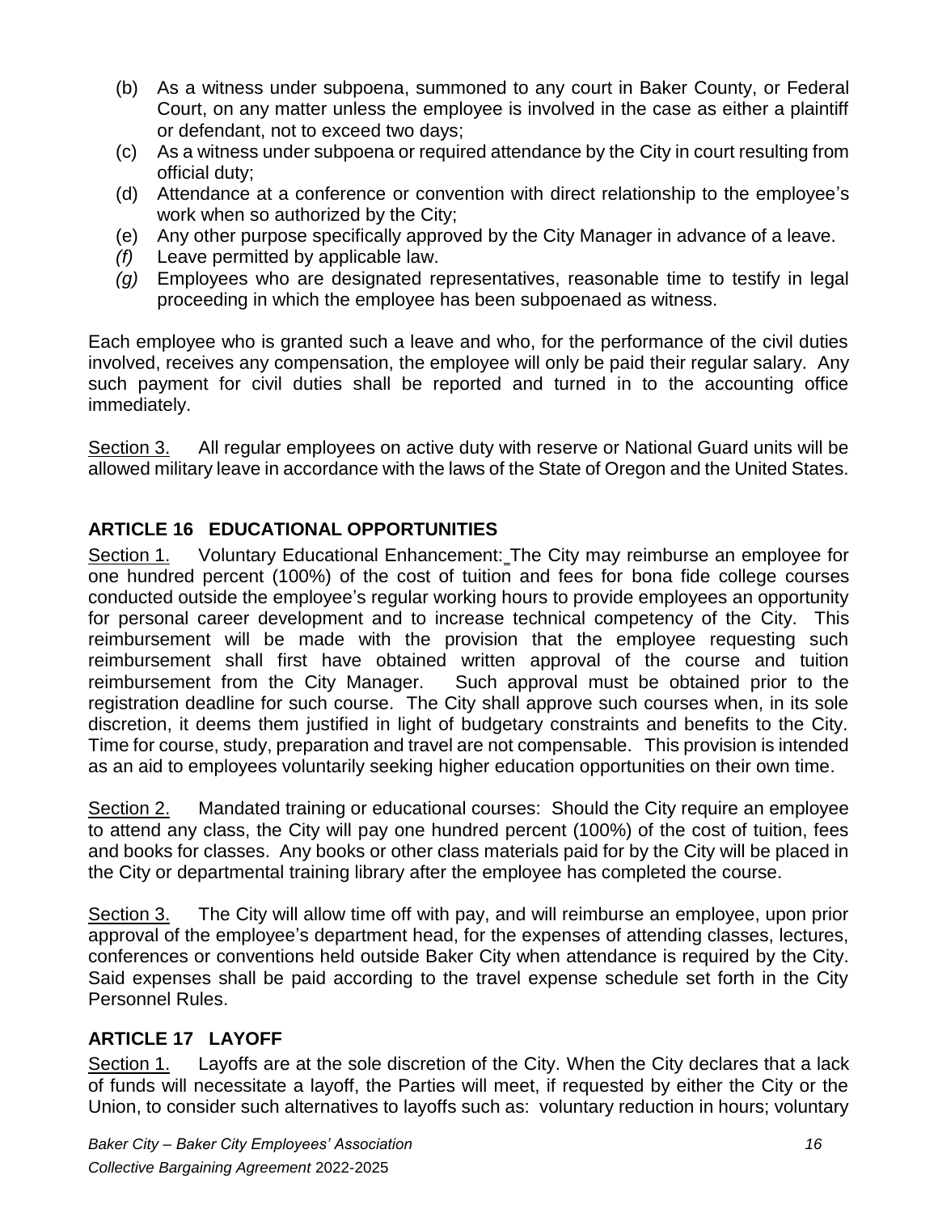(b) As a witness under subpoena, summoned to any court in Baker County, or Federal Court, on any matter unless the employee is involved in the case as either a plaintiff or defendant, not to exceed two days;
(c) As a witness under subpoena or required attendance by the City in court resulting from official duty;
(d) Attendance at a conference or convention with direct relationship to the employee's work when so authorized by the City;
(e) Any other purpose specifically approved by the City Manager in advance of a leave.
*(f)* Leave permitted by applicable law.
*(g)* Employees who are designated representatives, reasonable time to testify in legal proceeding in which the employee has been subpoenaed as witness.

Each employee who is granted such a leave and who, for the performance of the civil duties involved, receives any compensation, the employee will only be paid their regular salary. Any such payment for civil duties shall be reported and turned in to the accounting office immediately.

Section 3. All regular employees on active duty with reserve or National Guard units will be allowed military leave in accordance with the laws of the State of Oregon and the United States.

## ARTICLE 16 EDUCATIONAL OPPORTUNITIES

Section 1. Voluntary Educational Enhancement: The City may reimburse an employee for one hundred percent (100%) of the cost of tuition and fees for bona fide college courses conducted outside the employee's regular working hours to provide employees an opportunity for personal career development and to increase technical competency of the City. This reimbursement will be made with the provision that the employee requesting such reimbursement shall first have obtained written approval of the course and tuition reimbursement from the City Manager. Such approval must be obtained prior to the registration deadline for such course. The City shall approve such courses when, in its sole discretion, it deems them justified in light of budgetary constraints and benefits to the City. Time for course, study, preparation and travel are not compensable. This provision is intended as an aid to employees voluntarily seeking higher education opportunities on their own time.

Section 2. Mandated training or educational courses: Should the City require an employee to attend any class, the City will pay one hundred percent (100%) of the cost of tuition, fees and books for classes. Any books or other class materials paid for by the City will be placed in the City or departmental training library after the employee has completed the course.

Section 3. The City will allow time off with pay, and will reimburse an employee, upon prior approval of the employee's department head, for the expenses of attending classes, lectures, conferences or conventions held outside Baker City when attendance is required by the City. Said expenses shall be paid according to the travel expense schedule set forth in the City Personnel Rules.

## ARTICLE 17 LAYOFF

Section 1. Layoffs are at the sole discretion of the City. When the City declares that a lack of funds will necessitate a layoff, the Parties will meet, if requested by either the City or the Union, to consider such alternatives to layoffs such as: voluntary reduction in hours; voluntary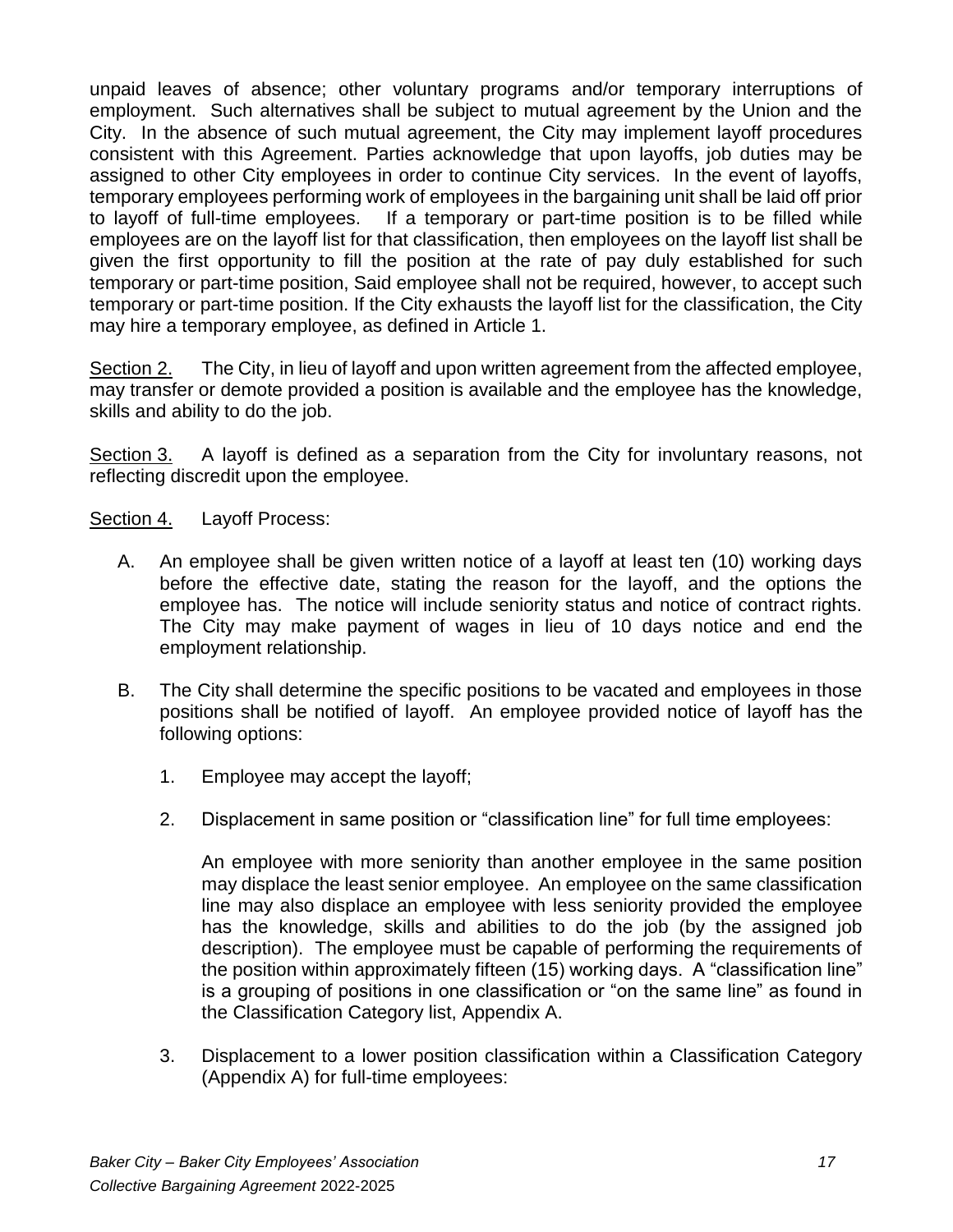unpaid leaves of absence; other voluntary programs and/or temporary interruptions of employment. Such alternatives shall be subject to mutual agreement by the Union and the City. In the absence of such mutual agreement, the City may implement layoff procedures consistent with this Agreement. Parties acknowledge that upon layoffs, job duties may be assigned to other City employees in order to continue City services. In the event of layoffs, temporary employees performing work of employees in the bargaining unit shall be laid off prior to layoff of full-time employees. If a temporary or part-time position is to be filled while employees are on the layoff list for that classification, then employees on the layoff list shall be given the first opportunity to fill the position at the rate of pay duly established for such temporary or part-time position, Said employee shall not be required, however, to accept such temporary or part-time position. If the City exhausts the layoff list for the classification, the City may hire a temporary employee, as defined in Article 1.

<u>Section 2.</u> The City, in lieu of layoff and upon written agreement from the affected employee, may transfer or demote provided a position is available and the employee has the knowledge, skills and ability to do the job.

<u>Section 3.</u> A layoff is defined as a separation from the City for involuntary reasons, not reflecting discredit upon the employee.

<u>Section 4.</u> Layoff Process:

A. An employee shall be given written notice of a layoff at least ten (10) working days before the effective date, stating the reason for the layoff, and the options the employee has. The notice will include seniority status and notice of contract rights. The City may make payment of wages in lieu of 10 days notice and end the employment relationship.

B. The City shall determine the specific positions to be vacated and employees in those positions shall be notified of layoff. An employee provided notice of layoff has the following options:

   1. Employee may accept the layoff;

   2. Displacement in same position or "classification line" for full time employees:

      An employee with more seniority than another employee in the same position may displace the least senior employee. An employee on the same classification line may also displace an employee with less seniority provided the employee has the knowledge, skills and abilities to do the job (by the assigned job description). The employee must be capable of performing the requirements of the position within approximately fifteen (15) working days. A "classification line" is a grouping of positions in one classification or "on the same line" as found in the Classification Category list, Appendix A.

   3. Displacement to a lower position classification within a Classification Category (Appendix A) for full-time employees: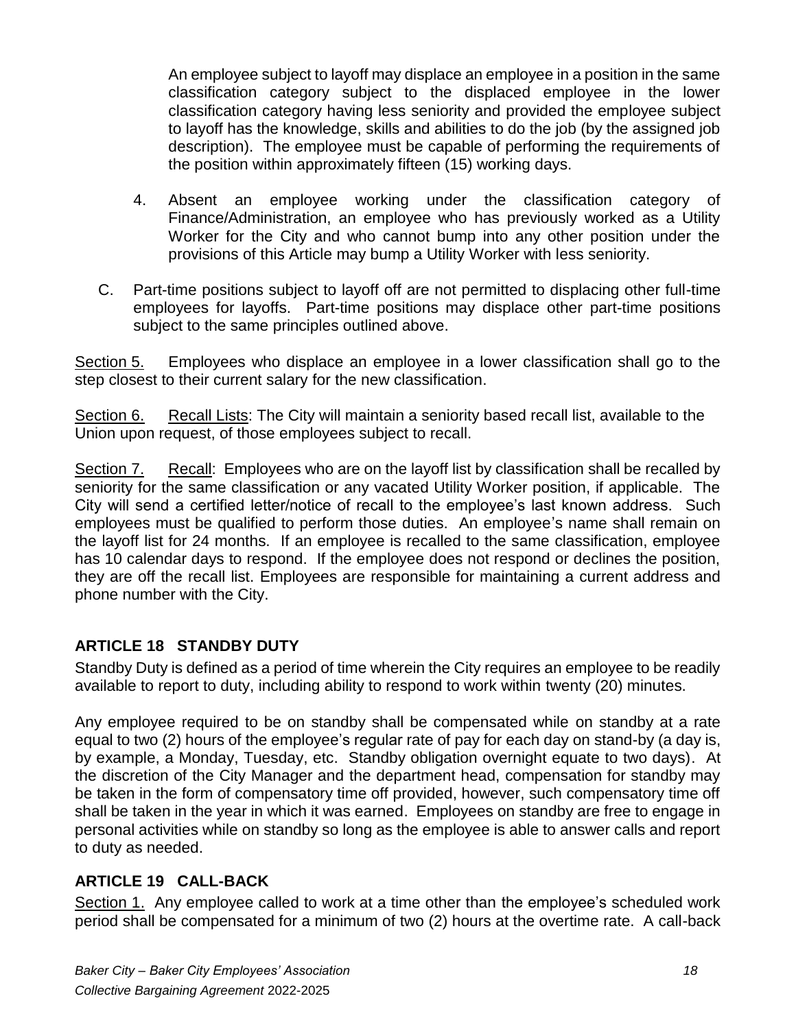An employee subject to layoff may displace an employee in a position in the same classification category subject to the displaced employee in the lower classification category having less seniority and provided the employee subject to layoff has the knowledge, skills and abilities to do the job (by the assigned job description). The employee must be capable of performing the requirements of the position within approximately fifteen (15) working days.

4. Absent an employee working under the classification category of Finance/Administration, an employee who has previously worked as a Utility Worker for the City and who cannot bump into any other position under the provisions of this Article may bump a Utility Worker with less seniority.

C. Part-time positions subject to layoff off are not permitted to displacing other full-time employees for layoffs. Part-time positions may displace other part-time positions subject to the same principles outlined above.

<u>Section 5.</u> Employees who displace an employee in a lower classification shall go to the step closest to their current salary for the new classification.

<u>Section 6.</u> <u>Recall Lists</u>: The City will maintain a seniority based recall list, available to the Union upon request, of those employees subject to recall.

<u>Section 7.</u> <u>Recall</u>: Employees who are on the layoff list by classification shall be recalled by seniority for the same classification or any vacated Utility Worker position, if applicable. The City will send a certified letter/notice of recall to the employee's last known address. Such employees must be qualified to perform those duties. An employee's name shall remain on the layoff list for 24 months. If an employee is recalled to the same classification, employee has 10 calendar days to respond. If the employee does not respond or declines the position, they are off the recall list. Employees are responsible for maintaining a current address and phone number with the City.

## ARTICLE 18 STANDBY DUTY

Standby Duty is defined as a period of time wherein the City requires an employee to be readily available to report to duty, including ability to respond to work within twenty (20) minutes.

Any employee required to be on standby shall be compensated while on standby at a rate equal to two (2) hours of the employee's regular rate of pay for each day on stand-by (a day is, by example, a Monday, Tuesday, etc. Standby obligation overnight equate to two days). At the discretion of the City Manager and the department head, compensation for standby may be taken in the form of compensatory time off provided, however, such compensatory time off shall be taken in the year in which it was earned. Employees on standby are free to engage in personal activities while on standby so long as the employee is able to answer calls and report to duty as needed.

## ARTICLE 19 CALL-BACK

<u>Section 1.</u> Any employee called to work at a time other than the employee's scheduled work period shall be compensated for a minimum of two (2) hours at the overtime rate. A call-back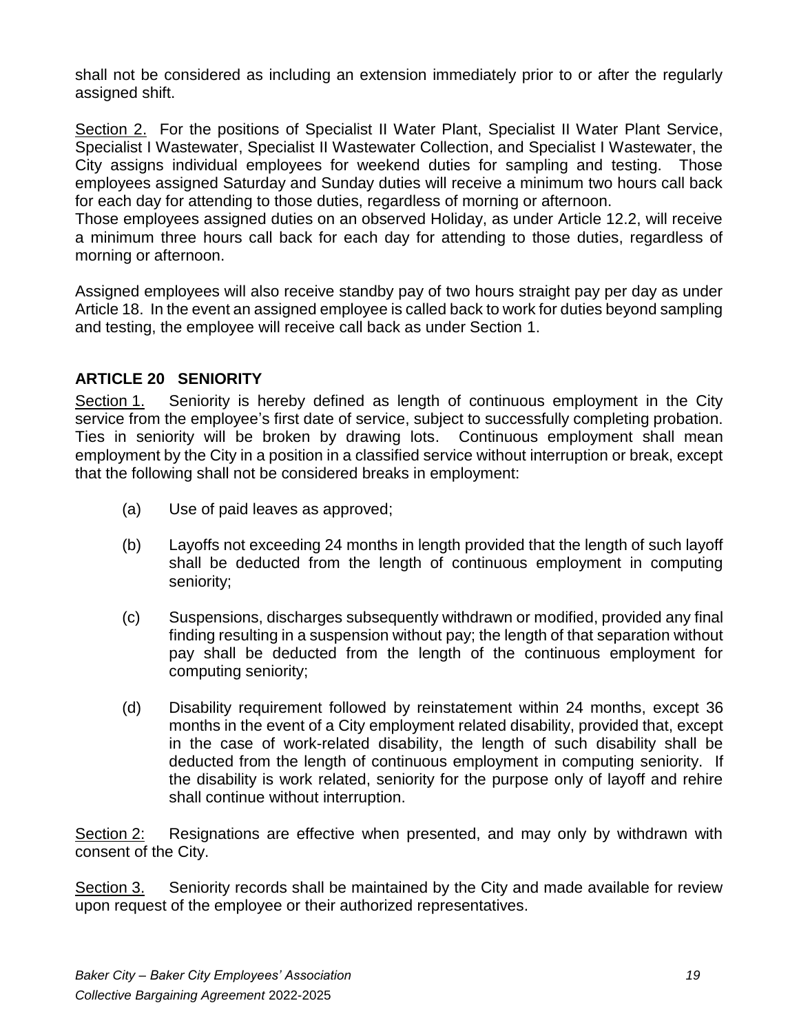shall not be considered as including an extension immediately prior to or after the regularly assigned shift.

Section 2. For the positions of Specialist II Water Plant, Specialist II Water Plant Service, Specialist I Wastewater, Specialist II Wastewater Collection, and Specialist I Wastewater, the City assigns individual employees for weekend duties for sampling and testing. Those employees assigned Saturday and Sunday duties will receive a minimum two hours call back for each day for attending to those duties, regardless of morning or afternoon.
Those employees assigned duties on an observed Holiday, as under Article 12.2, will receive a minimum three hours call back for each day for attending to those duties, regardless of morning or afternoon.

Assigned employees will also receive standby pay of two hours straight pay per day as under Article 18. In the event an assigned employee is called back to work for duties beyond sampling and testing, the employee will receive call back as under Section 1.

## ARTICLE 20 SENIORITY

Section 1. Seniority is hereby defined as length of continuous employment in the City service from the employee's first date of service, subject to successfully completing probation. Ties in seniority will be broken by drawing lots. Continuous employment shall mean employment by the City in a position in a classified service without interruption or break, except that the following shall not be considered breaks in employment:

(a) Use of paid leaves as approved;

(b) Layoffs not exceeding 24 months in length provided that the length of such layoff shall be deducted from the length of continuous employment in computing seniority;

(c) Suspensions, discharges subsequently withdrawn or modified, provided any final finding resulting in a suspension without pay; the length of that separation without pay shall be deducted from the length of the continuous employment for computing seniority;

(d) Disability requirement followed by reinstatement within 24 months, except 36 months in the event of a City employment related disability, provided that, except in the case of work-related disability, the length of such disability shall be deducted from the length of continuous employment in computing seniority. If the disability is work related, seniority for the purpose only of layoff and rehire shall continue without interruption.

Section 2: Resignations are effective when presented, and may only by withdrawn with consent of the City.

Section 3. Seniority records shall be maintained by the City and made available for review upon request of the employee or their authorized representatives.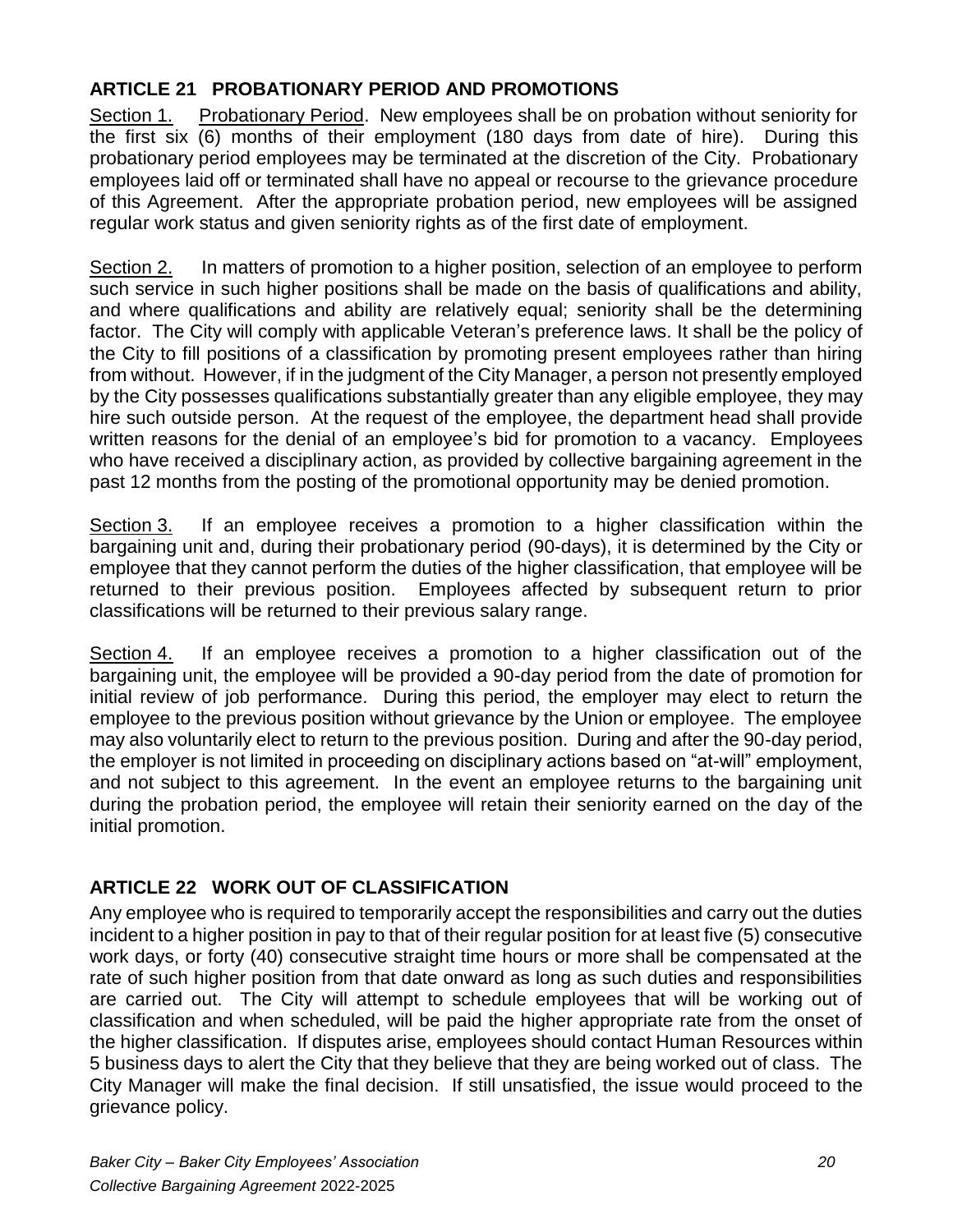## ARTICLE 21 PROBATIONARY PERIOD AND PROMOTIONS

Section 1. Probationary Period. New employees shall be on probation without seniority for the first six (6) months of their employment (180 days from date of hire). During this probationary period employees may be terminated at the discretion of the City. Probationary employees laid off or terminated shall have no appeal or recourse to the grievance procedure of this Agreement. After the appropriate probation period, new employees will be assigned regular work status and given seniority rights as of the first date of employment.

Section 2. In matters of promotion to a higher position, selection of an employee to perform such service in such higher positions shall be made on the basis of qualifications and ability, and where qualifications and ability are relatively equal; seniority shall be the determining factor. The City will comply with applicable Veteran's preference laws. It shall be the policy of the City to fill positions of a classification by promoting present employees rather than hiring from without. However, if in the judgment of the City Manager, a person not presently employed by the City possesses qualifications substantially greater than any eligible employee, they may hire such outside person. At the request of the employee, the department head shall provide written reasons for the denial of an employee's bid for promotion to a vacancy. Employees who have received a disciplinary action, as provided by collective bargaining agreement in the past 12 months from the posting of the promotional opportunity may be denied promotion.

Section 3. If an employee receives a promotion to a higher classification within the bargaining unit and, during their probationary period (90-days), it is determined by the City or employee that they cannot perform the duties of the higher classification, that employee will be returned to their previous position. Employees affected by subsequent return to prior classifications will be returned to their previous salary range.

Section 4. If an employee receives a promotion to a higher classification out of the bargaining unit, the employee will be provided a 90-day period from the date of promotion for initial review of job performance. During this period, the employer may elect to return the employee to the previous position without grievance by the Union or employee. The employee may also voluntarily elect to return to the previous position. During and after the 90-day period, the employer is not limited in proceeding on disciplinary actions based on "at-will" employment, and not subject to this agreement. In the event an employee returns to the bargaining unit during the probation period, the employee will retain their seniority earned on the day of the initial promotion.

## ARTICLE 22 WORK OUT OF CLASSIFICATION

Any employee who is required to temporarily accept the responsibilities and carry out the duties incident to a higher position in pay to that of their regular position for at least five (5) consecutive work days, or forty (40) consecutive straight time hours or more shall be compensated at the rate of such higher position from that date onward as long as such duties and responsibilities are carried out. The City will attempt to schedule employees that will be working out of classification and when scheduled, will be paid the higher appropriate rate from the onset of the higher classification. If disputes arise, employees should contact Human Resources within 5 business days to alert the City that they believe that they are being worked out of class. The City Manager will make the final decision. If still unsatisfied, the issue would proceed to the grievance policy.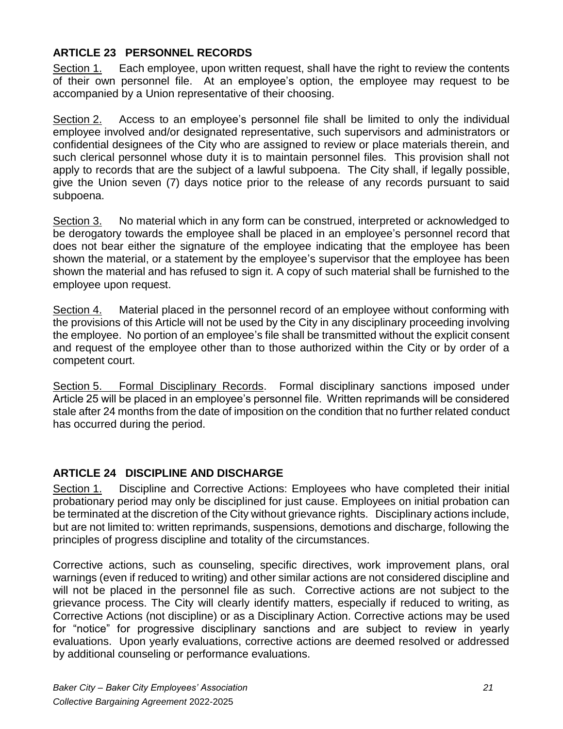## ARTICLE 23 PERSONNEL RECORDS

Section 1. Each employee, upon written request, shall have the right to review the contents of their own personnel file. At an employee's option, the employee may request to be accompanied by a Union representative of their choosing.

Section 2. Access to an employee's personnel file shall be limited to only the individual employee involved and/or designated representative, such supervisors and administrators or confidential designees of the City who are assigned to review or place materials therein, and such clerical personnel whose duty it is to maintain personnel files. This provision shall not apply to records that are the subject of a lawful subpoena. The City shall, if legally possible, give the Union seven (7) days notice prior to the release of any records pursuant to said subpoena.

Section 3. No material which in any form can be construed, interpreted or acknowledged to be derogatory towards the employee shall be placed in an employee's personnel record that does not bear either the signature of the employee indicating that the employee has been shown the material, or a statement by the employee's supervisor that the employee has been shown the material and has refused to sign it. A copy of such material shall be furnished to the employee upon request.

Section 4. Material placed in the personnel record of an employee without conforming with the provisions of this Article will not be used by the City in any disciplinary proceeding involving the employee. No portion of an employee's file shall be transmitted without the explicit consent and request of the employee other than to those authorized within the City or by order of a competent court.

Section 5. Formal Disciplinary Records. Formal disciplinary sanctions imposed under Article 25 will be placed in an employee's personnel file. Written reprimands will be considered stale after 24 months from the date of imposition on the condition that no further related conduct has occurred during the period.

## ARTICLE 24 DISCIPLINE AND DISCHARGE

Section 1. Discipline and Corrective Actions: Employees who have completed their initial probationary period may only be disciplined for just cause. Employees on initial probation can be terminated at the discretion of the City without grievance rights. Disciplinary actions include, but are not limited to: written reprimands, suspensions, demotions and discharge, following the principles of progress discipline and totality of the circumstances.

Corrective actions, such as counseling, specific directives, work improvement plans, oral warnings (even if reduced to writing) and other similar actions are not considered discipline and will not be placed in the personnel file as such. Corrective actions are not subject to the grievance process. The City will clearly identify matters, especially if reduced to writing, as Corrective Actions (not discipline) or as a Disciplinary Action. Corrective actions may be used for "notice" for progressive disciplinary sanctions and are subject to review in yearly evaluations. Upon yearly evaluations, corrective actions are deemed resolved or addressed by additional counseling or performance evaluations.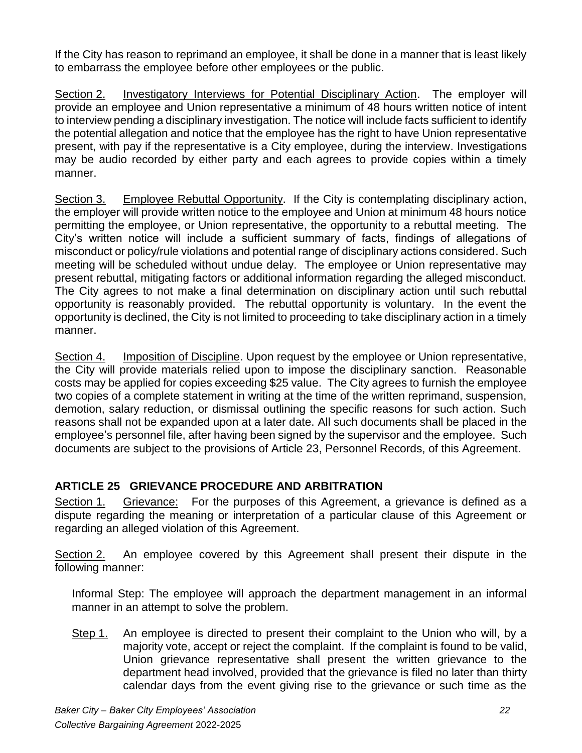If the City has reason to reprimand an employee, it shall be done in a manner that is least likely to embarrass the employee before other employees or the public.

Section 2. Investigatory Interviews for Potential Disciplinary Action. The employer will provide an employee and Union representative a minimum of 48 hours written notice of intent to interview pending a disciplinary investigation. The notice will include facts sufficient to identify the potential allegation and notice that the employee has the right to have Union representative present, with pay if the representative is a City employee, during the interview. Investigations may be audio recorded by either party and each agrees to provide copies within a timely manner.

Section 3. Employee Rebuttal Opportunity. If the City is contemplating disciplinary action, the employer will provide written notice to the employee and Union at minimum 48 hours notice permitting the employee, or Union representative, the opportunity to a rebuttal meeting. The City's written notice will include a sufficient summary of facts, findings of allegations of misconduct or policy/rule violations and potential range of disciplinary actions considered. Such meeting will be scheduled without undue delay. The employee or Union representative may present rebuttal, mitigating factors or additional information regarding the alleged misconduct. The City agrees to not make a final determination on disciplinary action until such rebuttal opportunity is reasonably provided. The rebuttal opportunity is voluntary. In the event the opportunity is declined, the City is not limited to proceeding to take disciplinary action in a timely manner.

Section 4. Imposition of Discipline. Upon request by the employee or Union representative, the City will provide materials relied upon to impose the disciplinary sanction. Reasonable costs may be applied for copies exceeding $25 value. The City agrees to furnish the employee two copies of a complete statement in writing at the time of the written reprimand, suspension, demotion, salary reduction, or dismissal outlining the specific reasons for such action. Such reasons shall not be expanded upon at a later date. All such documents shall be placed in the employee's personnel file, after having been signed by the supervisor and the employee. Such documents are subject to the provisions of Article 23, Personnel Records, of this Agreement.

## ARTICLE 25 GRIEVANCE PROCEDURE AND ARBITRATION

Section 1. Grievance: For the purposes of this Agreement, a grievance is defined as a dispute regarding the meaning or interpretation of a particular clause of this Agreement or regarding an alleged violation of this Agreement.

Section 2. An employee covered by this Agreement shall present their dispute in the following manner:

Informal Step: The employee will approach the department management in an informal manner in an attempt to solve the problem.

Step 1. An employee is directed to present their complaint to the Union who will, by a majority vote, accept or reject the complaint. If the complaint is found to be valid, Union grievance representative shall present the written grievance to the department head involved, provided that the grievance is filed no later than thirty calendar days from the event giving rise to the grievance or such time as the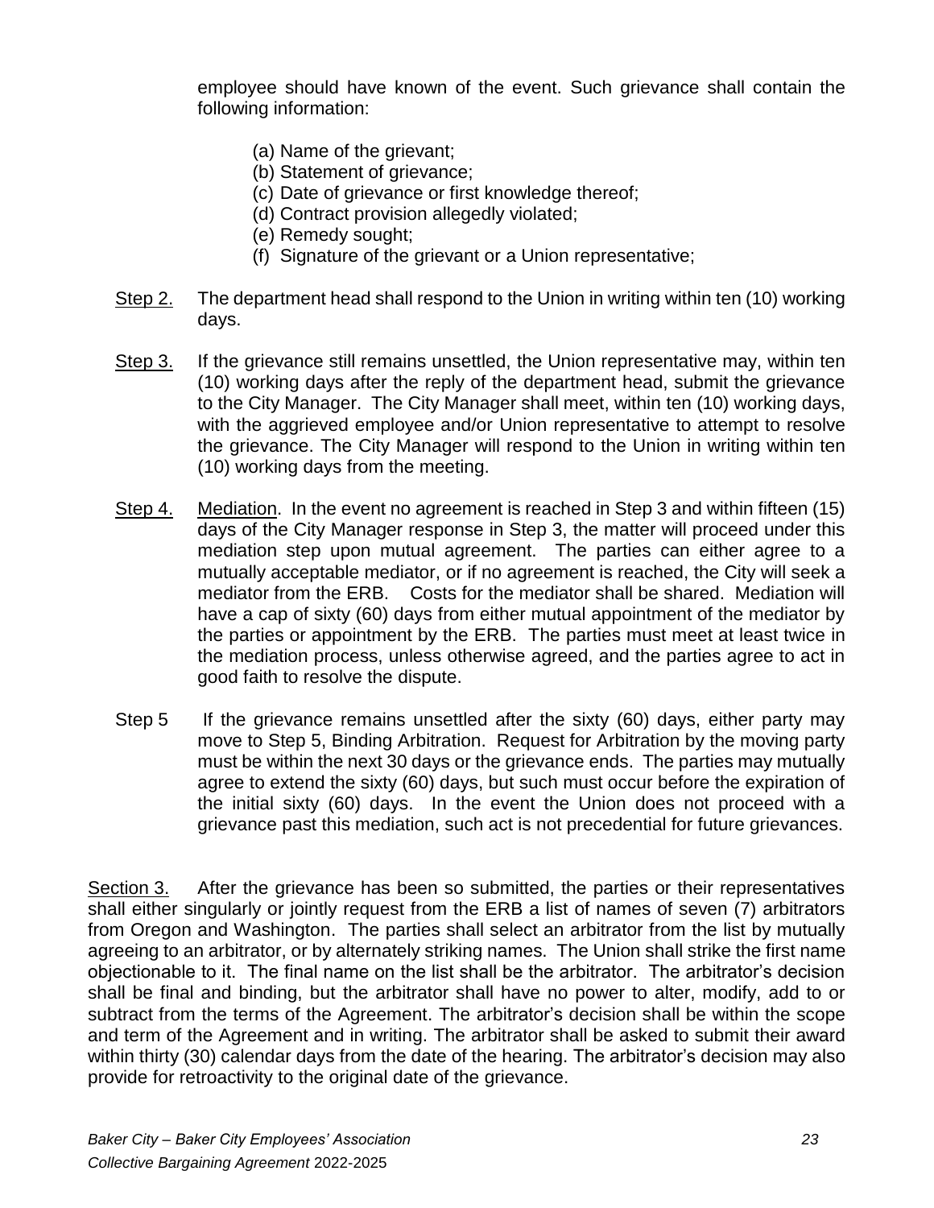employee should have known of the event. Such grievance shall contain the following information:

(a) Name of the grievant;
(b) Statement of grievance;
(c) Date of grievance or first knowledge thereof;
(d) Contract provision allegedly violated;
(e) Remedy sought;
(f) Signature of the grievant or a Union representative;

Step 2. The department head shall respond to the Union in writing within ten (10) working days.

Step 3. If the grievance still remains unsettled, the Union representative may, within ten (10) working days after the reply of the department head, submit the grievance to the City Manager. The City Manager shall meet, within ten (10) working days, with the aggrieved employee and/or Union representative to attempt to resolve the grievance. The City Manager will respond to the Union in writing within ten (10) working days from the meeting.

Step 4. Mediation. In the event no agreement is reached in Step 3 and within fifteen (15) days of the City Manager response in Step 3, the matter will proceed under this mediation step upon mutual agreement. The parties can either agree to a mutually acceptable mediator, or if no agreement is reached, the City will seek a mediator from the ERB. Costs for the mediator shall be shared. Mediation will have a cap of sixty (60) days from either mutual appointment of the mediator by the parties or appointment by the ERB. The parties must meet at least twice in the mediation process, unless otherwise agreed, and the parties agree to act in good faith to resolve the dispute.

Step 5 If the grievance remains unsettled after the sixty (60) days, either party may move to Step 5, Binding Arbitration. Request for Arbitration by the moving party must be within the next 30 days or the grievance ends. The parties may mutually agree to extend the sixty (60) days, but such must occur before the expiration of the initial sixty (60) days. In the event the Union does not proceed with a grievance past this mediation, such act is not precedential for future grievances.

Section 3. After the grievance has been so submitted, the parties or their representatives shall either singularly or jointly request from the ERB a list of names of seven (7) arbitrators from Oregon and Washington. The parties shall select an arbitrator from the list by mutually agreeing to an arbitrator, or by alternately striking names. The Union shall strike the first name objectionable to it. The final name on the list shall be the arbitrator. The arbitrator's decision shall be final and binding, but the arbitrator shall have no power to alter, modify, add to or subtract from the terms of the Agreement. The arbitrator's decision shall be within the scope and term of the Agreement and in writing. The arbitrator shall be asked to submit their award within thirty (30) calendar days from the date of the hearing. The arbitrator's decision may also provide for retroactivity to the original date of the grievance.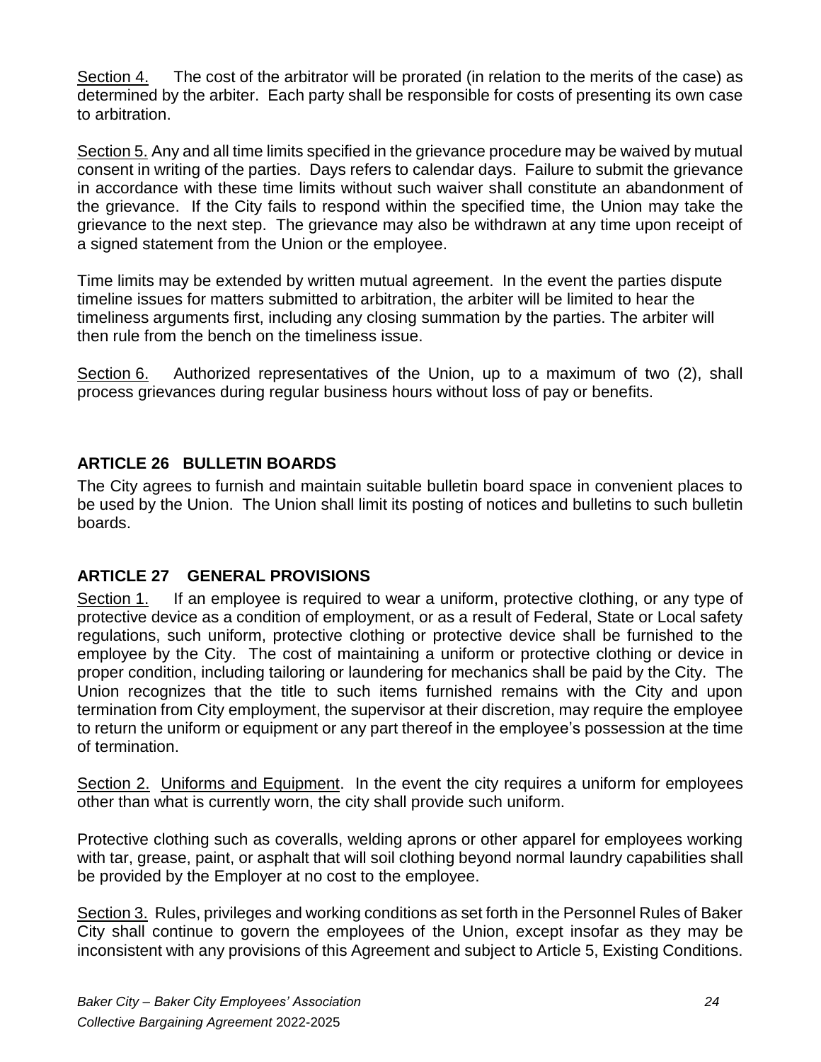Section 4. The cost of the arbitrator will be prorated (in relation to the merits of the case) as determined by the arbiter. Each party shall be responsible for costs of presenting its own case to arbitration.

Section 5. Any and all time limits specified in the grievance procedure may be waived by mutual consent in writing of the parties. Days refers to calendar days. Failure to submit the grievance in accordance with these time limits without such waiver shall constitute an abandonment of the grievance. If the City fails to respond within the specified time, the Union may take the grievance to the next step. The grievance may also be withdrawn at any time upon receipt of a signed statement from the Union or the employee.

Time limits may be extended by written mutual agreement. In the event the parties dispute timeline issues for matters submitted to arbitration, the arbiter will be limited to hear the timeliness arguments first, including any closing summation by the parties. The arbiter will then rule from the bench on the timeliness issue.

Section 6. Authorized representatives of the Union, up to a maximum of two (2), shall process grievances during regular business hours without loss of pay or benefits.

## ARTICLE 26 BULLETIN BOARDS

The City agrees to furnish and maintain suitable bulletin board space in convenient places to be used by the Union. The Union shall limit its posting of notices and bulletins to such bulletin boards.

## ARTICLE 27 GENERAL PROVISIONS

Section 1. If an employee is required to wear a uniform, protective clothing, or any type of protective device as a condition of employment, or as a result of Federal, State or Local safety regulations, such uniform, protective clothing or protective device shall be furnished to the employee by the City. The cost of maintaining a uniform or protective clothing or device in proper condition, including tailoring or laundering for mechanics shall be paid by the City. The Union recognizes that the title to such items furnished remains with the City and upon termination from City employment, the supervisor at their discretion, may require the employee to return the uniform or equipment or any part thereof in the employee's possession at the time of termination.

Section 2. Uniforms and Equipment. In the event the city requires a uniform for employees other than what is currently worn, the city shall provide such uniform.

Protective clothing such as coveralls, welding aprons or other apparel for employees working with tar, grease, paint, or asphalt that will soil clothing beyond normal laundry capabilities shall be provided by the Employer at no cost to the employee.

Section 3. Rules, privileges and working conditions as set forth in the Personnel Rules of Baker City shall continue to govern the employees of the Union, except insofar as they may be inconsistent with any provisions of this Agreement and subject to Article 5, Existing Conditions.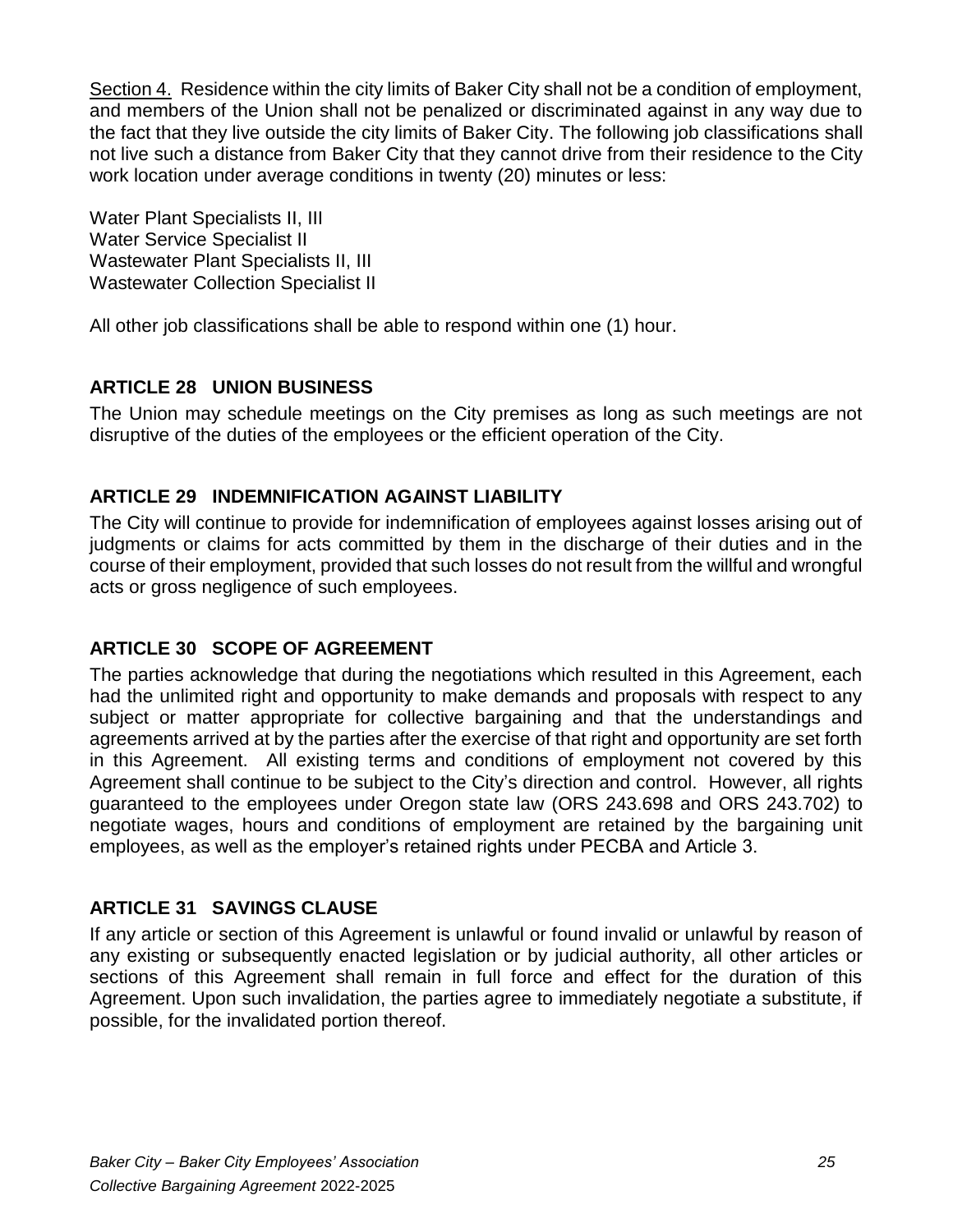Section 4. Residence within the city limits of Baker City shall not be a condition of employment, and members of the Union shall not be penalized or discriminated against in any way due to the fact that they live outside the city limits of Baker City. The following job classifications shall not live such a distance from Baker City that they cannot drive from their residence to the City work location under average conditions in twenty (20) minutes or less:

Water Plant Specialists II, III
Water Service Specialist II
Wastewater Plant Specialists II, III
Wastewater Collection Specialist II

All other job classifications shall be able to respond within one (1) hour.

## ARTICLE 28 UNION BUSINESS

The Union may schedule meetings on the City premises as long as such meetings are not disruptive of the duties of the employees or the efficient operation of the City.

## ARTICLE 29 INDEMNIFICATION AGAINST LIABILITY

The City will continue to provide for indemnification of employees against losses arising out of judgments or claims for acts committed by them in the discharge of their duties and in the course of their employment, provided that such losses do not result from the willful and wrongful acts or gross negligence of such employees.

## ARTICLE 30 SCOPE OF AGREEMENT

The parties acknowledge that during the negotiations which resulted in this Agreement, each had the unlimited right and opportunity to make demands and proposals with respect to any subject or matter appropriate for collective bargaining and that the understandings and agreements arrived at by the parties after the exercise of that right and opportunity are set forth in this Agreement. All existing terms and conditions of employment not covered by this Agreement shall continue to be subject to the City's direction and control. However, all rights guaranteed to the employees under Oregon state law (ORS 243.698 and ORS 243.702) to negotiate wages, hours and conditions of employment are retained by the bargaining unit employees, as well as the employer's retained rights under PECBA and Article 3.

## ARTICLE 31 SAVINGS CLAUSE

If any article or section of this Agreement is unlawful or found invalid or unlawful by reason of any existing or subsequently enacted legislation or by judicial authority, all other articles or sections of this Agreement shall remain in full force and effect for the duration of this Agreement. Upon such invalidation, the parties agree to immediately negotiate a substitute, if possible, for the invalidated portion thereof.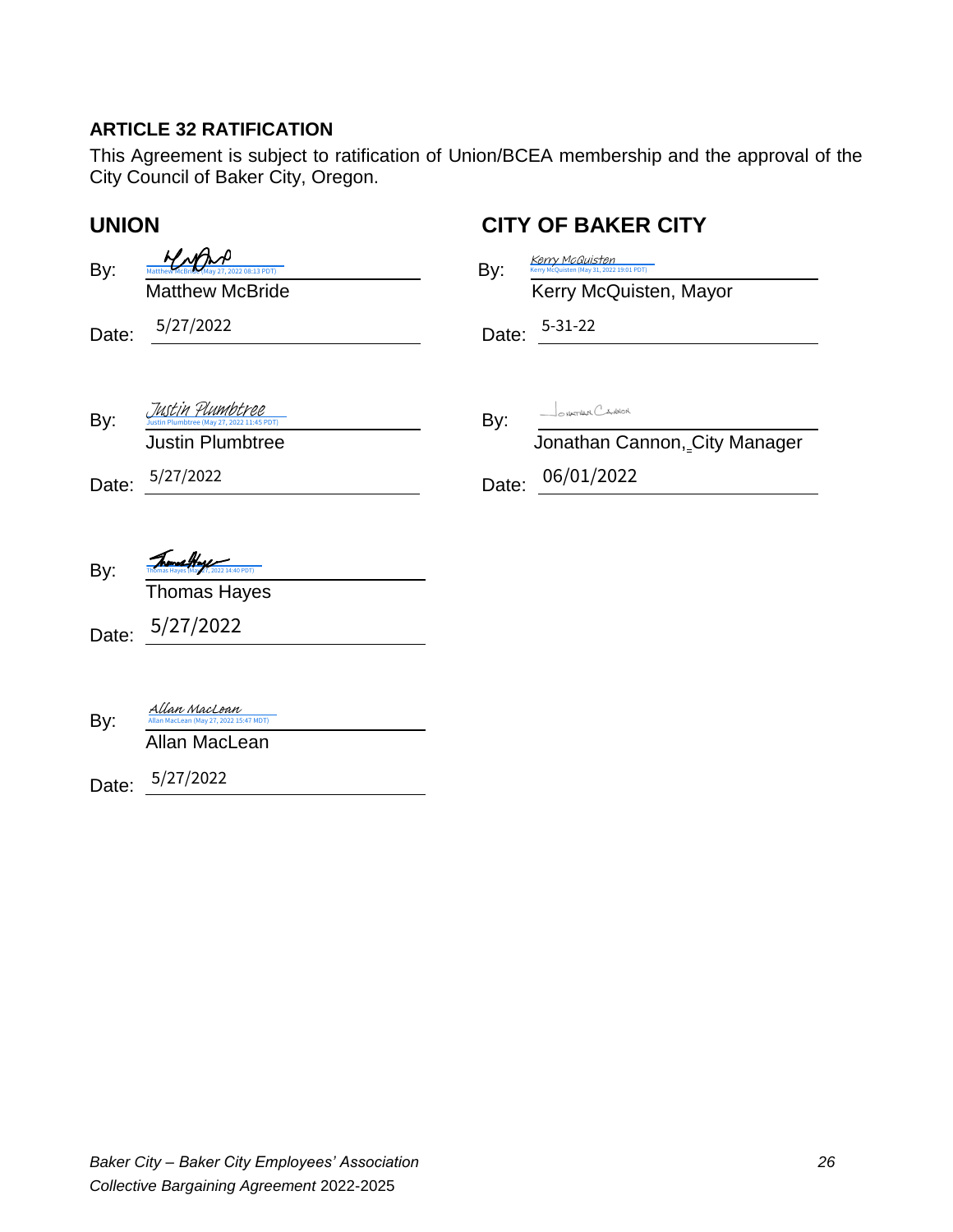## ARTICLE 32 RATIFICATION

This Agreement is subject to ratification of Union/BCEA membership and the approval of the City Council of Baker City, Oregon.

| **UNION** | **CITY OF BAKER CITY** |
| --- | --- |
| By: Matthew McBride (May 27, 2022 08:13 PDT) | By: Kerry McQuisten (May 31, 2022 19:01 PDT) |
| Matthew McBride | Kerry McQuisten, Mayor |
| Date: 5/27/2022 | Date: 5-31-22 |
| By: Justin Plumbtree (May 27, 2022 11:45 PDT) | By: Jonathan Cannon |
| Justin Plumbtree | Jonathan Cannon, City Manager |
| Date: 5/27/2022 | Date: 06/01/2022 |
| By: Thomas Hayes (May 27, 2022 14:40 PDT) | |
| Thomas Hayes | |
| Date: 5/27/2022 | |
| By: Allan MacLean (May 27, 2022 15:47 MDT) | |
| Allan MacLean | |
| Date: 5/27/2022 | |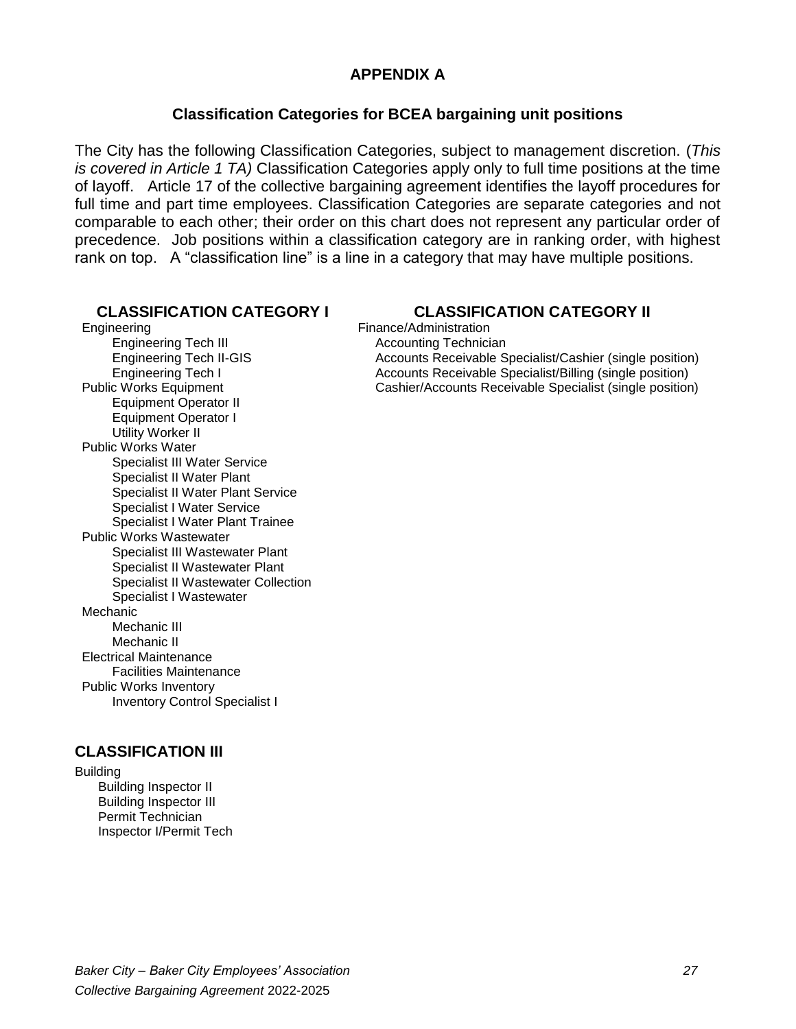## APPENDIX A

### Classification Categories for BCEA bargaining unit positions

The City has the following Classification Categories, subject to management discretion. (*This is covered in Article 1 TA)* Classification Categories apply only to full time positions at the time of layoff. Article 17 of the collective bargaining agreement identifies the layoff procedures for full time and part time employees. Classification Categories are separate categories and not comparable to each other; their order on this chart does not represent any particular order of precedence. Job positions within a classification category are in ranking order, with highest rank on top. A "classification line" is a line in a category that may have multiple positions.

### CLASSIFICATION CATEGORY I

- Engineering
  - Engineering Tech III
  - Engineering Tech II-GIS
  - Engineering Tech I
- Public Works Equipment
  - Equipment Operator II
  - Equipment Operator I
  - Utility Worker II
- Public Works Water
  - Specialist III Water Service
  - Specialist II Water Plant
  - Specialist II Water Plant Service
  - Specialist I Water Service
  - Specialist I Water Plant Trainee
- Public Works Wastewater
  - Specialist III Wastewater Plant
  - Specialist II Wastewater Plant
  - Specialist II Wastewater Collection
  - Specialist I Wastewater
- Mechanic
  - Mechanic III
  - Mechanic II
- Electrical Maintenance
  - Facilities Maintenance
- Public Works Inventory
  - Inventory Control Specialist I

### CLASSIFICATION CATEGORY II

- Finance/Administration
  - Accounting Technician
  - Accounts Receivable Specialist/Cashier (single position)
  - Accounts Receivable Specialist/Billing (single position)
  - Cashier/Accounts Receivable Specialist (single position)

### CLASSIFICATION III

- Building
  - Building Inspector II
  - Building Inspector III
  - Permit Technician
  - Inspector I/Permit Tech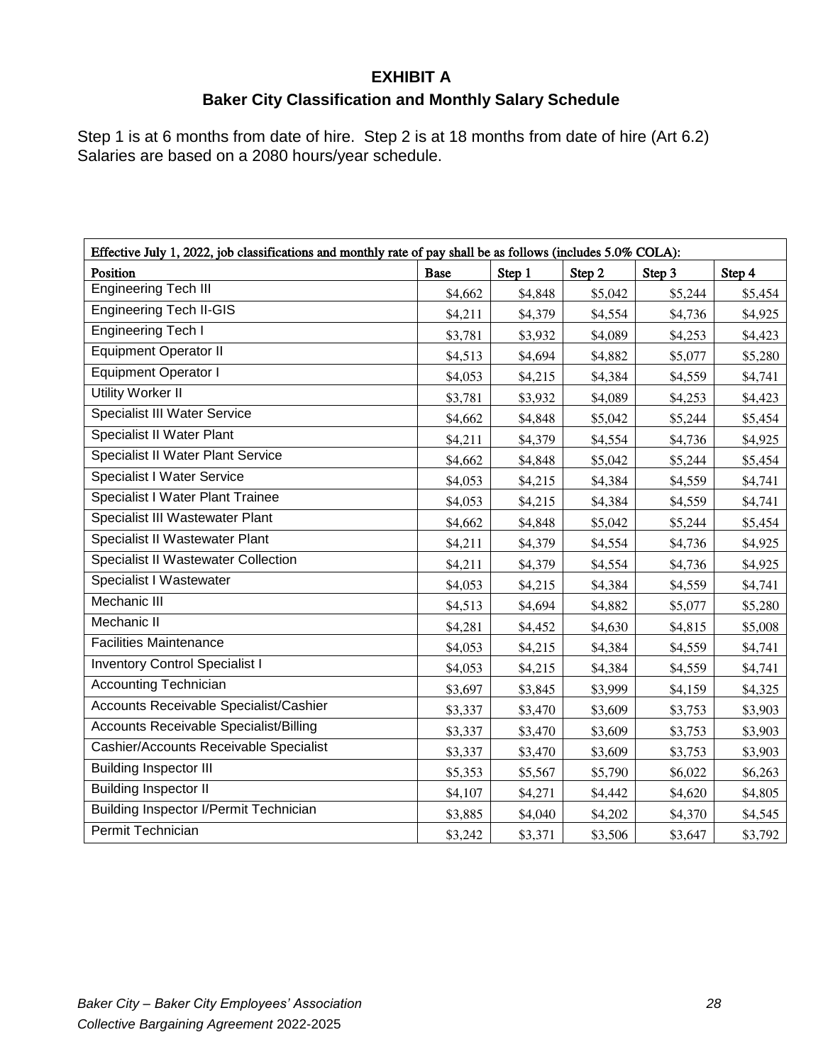# EXHIBIT A

## Baker City Classification and Monthly Salary Schedule

Step 1 is at 6 months from date of hire. Step 2 is at 18 months from date of hire (Art 6.2)
Salaries are based on a 2080 hours/year schedule.

| Effective July 1, 2022, job classifications and monthly rate of pay shall be as follows (includes 5.0% COLA): | | | | | |
|---|---|---|---|---|---|
| **Position** | **Base** | **Step 1** | **Step 2** | **Step 3** | **Step 4** |
| Engineering Tech III | $4,662 | $4,848 | $5,042 | $5,244 | $5,454 |
| Engineering Tech II-GIS | $4,211 | $4,379 | $4,554 | $4,736 | $4,925 |
| Engineering Tech I | $3,781 | $3,932 | $4,089 | $4,253 | $4,423 |
| Equipment Operator II | $4,513 | $4,694 | $4,882 | $5,077 | $5,280 |
| Equipment Operator I | $4,053 | $4,215 | $4,384 | $4,559 | $4,741 |
| Utility Worker II | $3,781 | $3,932 | $4,089 | $4,253 | $4,423 |
| Specialist III Water Service | $4,662 | $4,848 | $5,042 | $5,244 | $5,454 |
| Specialist II Water Plant | $4,211 | $4,379 | $4,554 | $4,736 | $4,925 |
| Specialist II Water Plant Service | $4,662 | $4,848 | $5,042 | $5,244 | $5,454 |
| Specialist I Water Service | $4,053 | $4,215 | $4,384 | $4,559 | $4,741 |
| Specialist I Water Plant Trainee | $4,053 | $4,215 | $4,384 | $4,559 | $4,741 |
| Specialist III Wastewater Plant | $4,662 | $4,848 | $5,042 | $5,244 | $5,454 |
| Specialist II Wastewater Plant | $4,211 | $4,379 | $4,554 | $4,736 | $4,925 |
| Specialist II Wastewater Collection | $4,211 | $4,379 | $4,554 | $4,736 | $4,925 |
| Specialist I Wastewater | $4,053 | $4,215 | $4,384 | $4,559 | $4,741 |
| Mechanic III | $4,513 | $4,694 | $4,882 | $5,077 | $5,280 |
| Mechanic II | $4,281 | $4,452 | $4,630 | $4,815 | $5,008 |
| Facilities Maintenance | $4,053 | $4,215 | $4,384 | $4,559 | $4,741 |
| Inventory Control Specialist I | $4,053 | $4,215 | $4,384 | $4,559 | $4,741 |
| Accounting Technician | $3,697 | $3,845 | $3,999 | $4,159 | $4,325 |
| Accounts Receivable Specialist/Cashier | $3,337 | $3,470 | $3,609 | $3,753 | $3,903 |
| Accounts Receivable Specialist/Billing | $3,337 | $3,470 | $3,609 | $3,753 | $3,903 |
| Cashier/Accounts Receivable Specialist | $3,337 | $3,470 | $3,609 | $3,753 | $3,903 |
| Building Inspector III | $5,353 | $5,567 | $5,790 | $6,022 | $6,263 |
| Building Inspector II | $4,107 | $4,271 | $4,442 | $4,620 | $4,805 |
| Building Inspector I/Permit Technician | $3,885 | $4,040 | $4,202 | $4,370 | $4,545 |
| Permit Technician | $3,242 | $3,371 | $3,506 | $3,647 | $3,792 |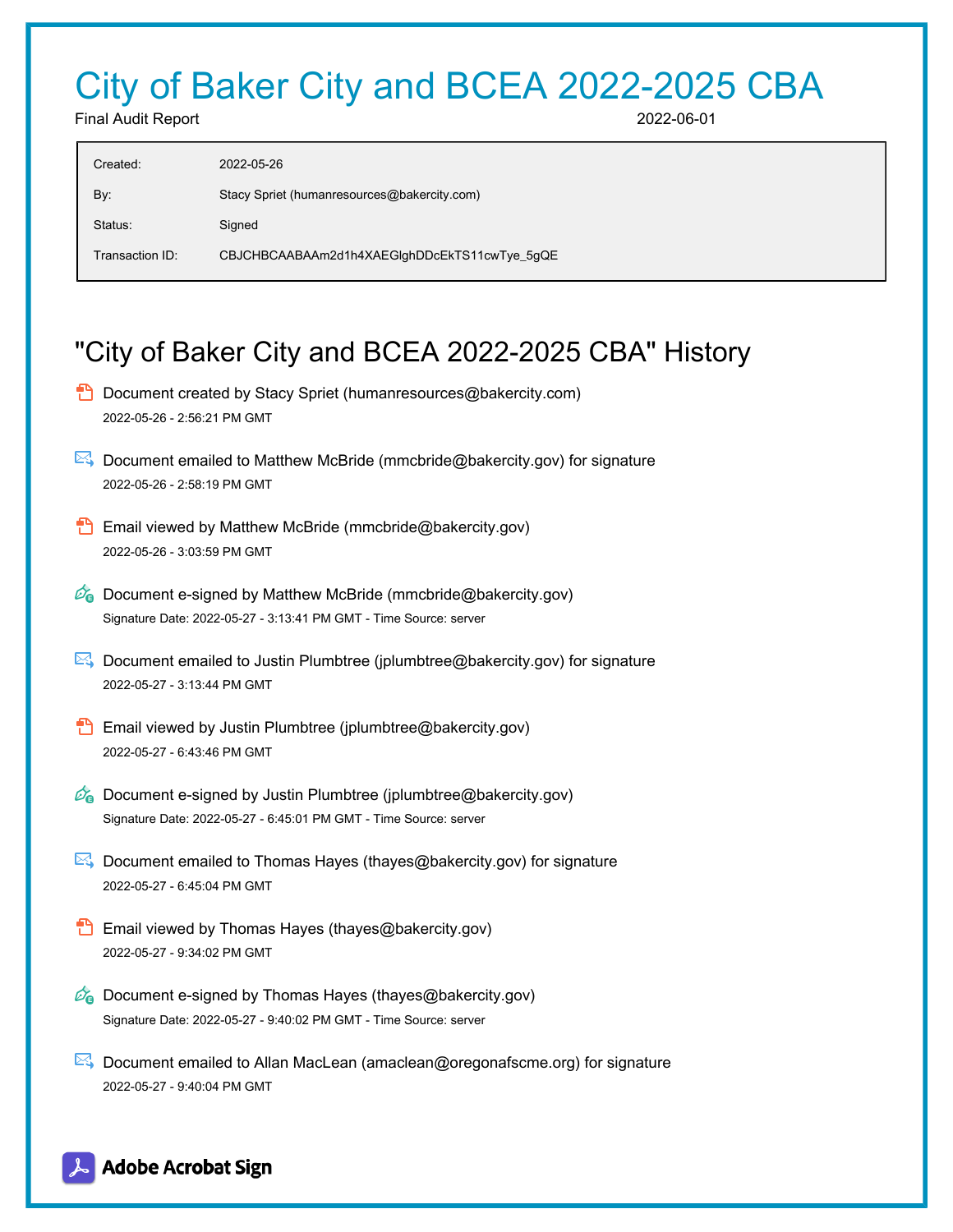# City of Baker City and BCEA 2022-2025 CBA

Final Audit Report 2022-06-01

| | |
|---|---|
| Created: | 2022-05-26 |
| By: | Stacy Spriet (humanresources@bakercity.com) |
| Status: | Signed |
| Transaction ID: | CBJCHBCAABAAm2d1h4XAEGlghDDcEkTS11cwTye_5gQE |

## "City of Baker City and BCEA 2022-2025 CBA" History

- Document created by Stacy Spriet (humanresources@bakercity.com)
  2022-05-26 - 2:56:21 PM GMT

- Document emailed to Matthew McBride (mmcbride@bakercity.gov) for signature
  2022-05-26 - 2:58:19 PM GMT

- Email viewed by Matthew McBride (mmcbride@bakercity.gov)
  2022-05-26 - 3:03:59 PM GMT

- Document e-signed by Matthew McBride (mmcbride@bakercity.gov)
  Signature Date: 2022-05-27 - 3:13:41 PM GMT - Time Source: server

- Document emailed to Justin Plumbtree (jplumbtree@bakercity.gov) for signature
  2022-05-27 - 3:13:44 PM GMT

- Email viewed by Justin Plumbtree (jplumbtree@bakercity.gov)
  2022-05-27 - 6:43:46 PM GMT

- Document e-signed by Justin Plumbtree (jplumbtree@bakercity.gov)
  Signature Date: 2022-05-27 - 6:45:01 PM GMT - Time Source: server

- Document emailed to Thomas Hayes (thayes@bakercity.gov) for signature
  2022-05-27 - 6:45:04 PM GMT

- Email viewed by Thomas Hayes (thayes@bakercity.gov)
  2022-05-27 - 9:34:02 PM GMT

- Document e-signed by Thomas Hayes (thayes@bakercity.gov)
  Signature Date: 2022-05-27 - 9:40:02 PM GMT - Time Source: server

- Document emailed to Allan MacLean (amaclean@oregonafscme.org) for signature
  2022-05-27 - 9:40:04 PM GMT

Adobe Acrobat Sign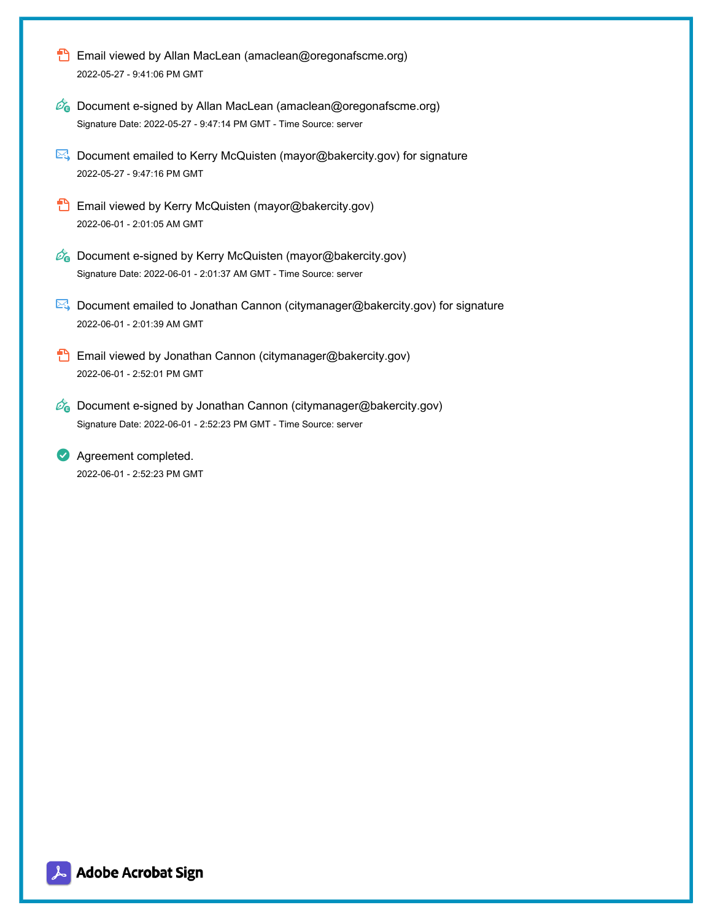Email viewed by Allan MacLean (amaclean@oregonafscme.org)
2022-05-27 - 9:41:06 PM GMT

Document e-signed by Allan MacLean (amaclean@oregonafscme.org)
Signature Date: 2022-05-27 - 9:47:14 PM GMT - Time Source: server

Document emailed to Kerry McQuisten (mayor@bakercity.gov) for signature
2022-05-27 - 9:47:16 PM GMT

Email viewed by Kerry McQuisten (mayor@bakercity.gov)
2022-06-01 - 2:01:05 AM GMT

Document e-signed by Kerry McQuisten (mayor@bakercity.gov)
Signature Date: 2022-06-01 - 2:01:37 AM GMT - Time Source: server

Document emailed to Jonathan Cannon (citymanager@bakercity.gov) for signature
2022-06-01 - 2:01:39 AM GMT

Email viewed by Jonathan Cannon (citymanager@bakercity.gov)
2022-06-01 - 2:52:01 PM GMT

Document e-signed by Jonathan Cannon (citymanager@bakercity.gov)
Signature Date: 2022-06-01 - 2:52:23 PM GMT - Time Source: server

Agreement completed.
2022-06-01 - 2:52:23 PM GMT

Adobe Acrobat Sign